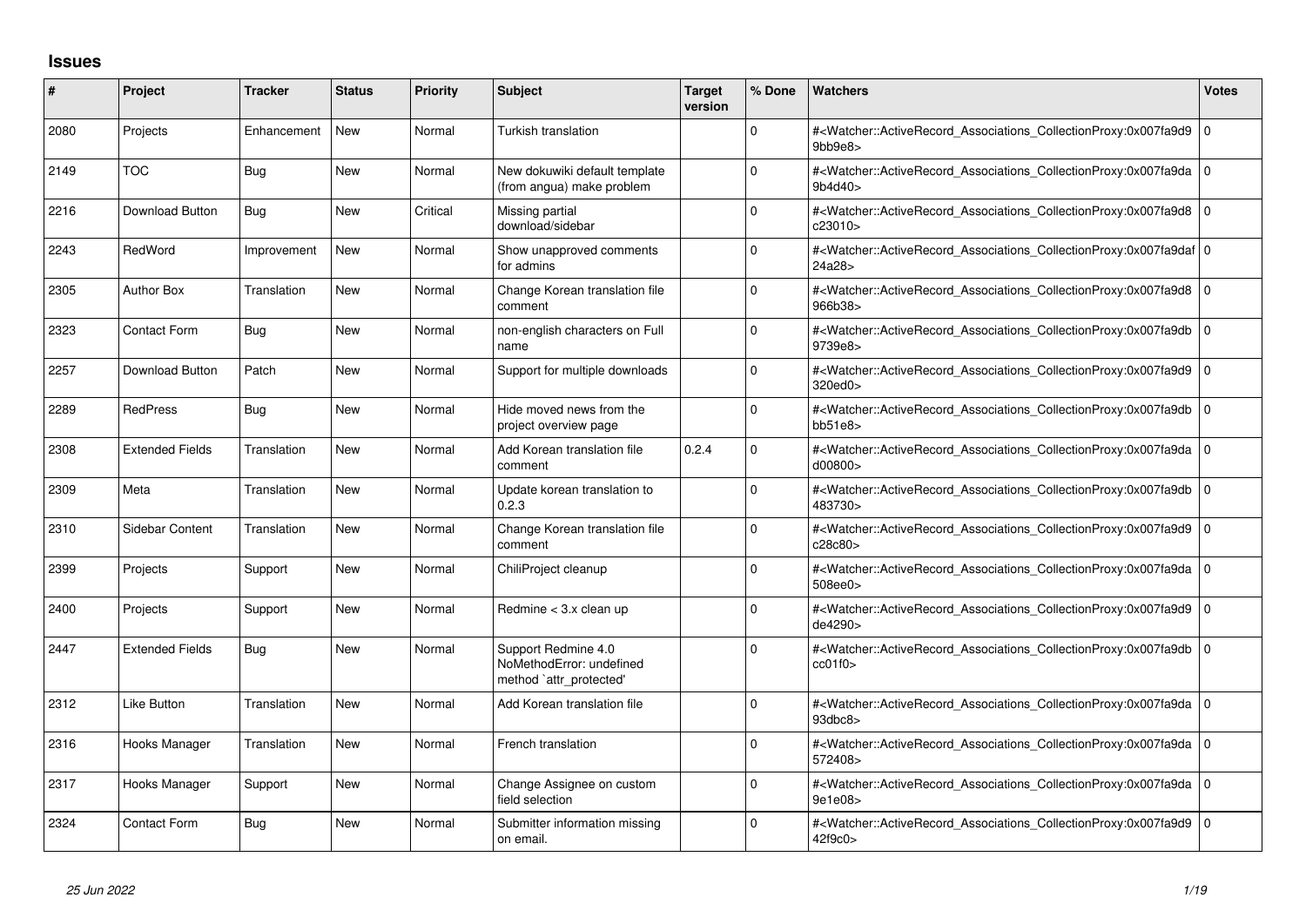## Issues

| # | Project | Tracker | Status | Priority | Subject | Target version | % Done | Watchers | Votes |
|---|---|---|---|---|---|---|---|---|---|
| 2080 | Projects | Enhancement | New | Normal | Turkish translation | | 0 | #<Watcher::ActiveRecord_Associations_CollectionProxy:0x007fa9d99bb9e8> | 0 |
| 2149 | TOC | Bug | New | Normal | New dokuwiki default template (from angua) make problem | | 0 | #<Watcher::ActiveRecord_Associations_CollectionProxy:0x007fa9da9b4d40> | 0 |
| 2216 | Download Button | Bug | New | Critical | Missing partial download/sidebar | | 0 | #<Watcher::ActiveRecord_Associations_CollectionProxy:0x007fa9d8c23010> | 0 |
| 2243 | RedWord | Improvement | New | Normal | Show unapproved comments for admins | | 0 | #<Watcher::ActiveRecord_Associations_CollectionProxy:0x007fa9daf24a28> | 0 |
| 2305 | Author Box | Translation | New | Normal | Change Korean translation file comment | | 0 | #<Watcher::ActiveRecord_Associations_CollectionProxy:0x007fa9d8966b38> | 0 |
| 2323 | Contact Form | Bug | New | Normal | non-english characters on Full name | | 0 | #<Watcher::ActiveRecord_Associations_CollectionProxy:0x007fa9db9739e8> | 0 |
| 2257 | Download Button | Patch | New | Normal | Support for multiple downloads | | 0 | #<Watcher::ActiveRecord_Associations_CollectionProxy:0x007fa9d9320ed0> | 0 |
| 2289 | RedPress | Bug | New | Normal | Hide moved news from the project overview page | | 0 | #<Watcher::ActiveRecord_Associations_CollectionProxy:0x007fa9dbbb51e8> | 0 |
| 2308 | Extended Fields | Translation | New | Normal | Add Korean translation file comment | 0.2.4 | 0 | #<Watcher::ActiveRecord_Associations_CollectionProxy:0x007fa9dad00800> | 0 |
| 2309 | Meta | Translation | New | Normal | Update korean translation to 0.2.3 | | 0 | #<Watcher::ActiveRecord_Associations_CollectionProxy:0x007fa9db483730> | 0 |
| 2310 | Sidebar Content | Translation | New | Normal | Change Korean translation file comment | | 0 | #<Watcher::ActiveRecord_Associations_CollectionProxy:0x007fa9d9c28c80> | 0 |
| 2399 | Projects | Support | New | Normal | ChiliProject cleanup | | 0 | #<Watcher::ActiveRecord_Associations_CollectionProxy:0x007fa9da508ee0> | 0 |
| 2400 | Projects | Support | New | Normal | Redmine < 3.x clean up | | 0 | #<Watcher::ActiveRecord_Associations_CollectionProxy:0x007fa9d9de4290> | 0 |
| 2447 | Extended Fields | Bug | New | Normal | Support Redmine 4.0 NoMethodError: undefined method `attr_protected' | | 0 | #<Watcher::ActiveRecord_Associations_CollectionProxy:0x007fa9dbcc01f0> | 0 |
| 2312 | Like Button | Translation | New | Normal | Add Korean translation file | | 0 | #<Watcher::ActiveRecord_Associations_CollectionProxy:0x007fa9da93dbc8> | 0 |
| 2316 | Hooks Manager | Translation | New | Normal | French translation | | 0 | #<Watcher::ActiveRecord_Associations_CollectionProxy:0x007fa9da572408> | 0 |
| 2317 | Hooks Manager | Support | New | Normal | Change Assignee on custom field selection | | 0 | #<Watcher::ActiveRecord_Associations_CollectionProxy:0x007fa9da9e1e08> | 0 |
| 2324 | Contact Form | Bug | New | Normal | Submitter information missing on email. | | 0 | #<Watcher::ActiveRecord_Associations_CollectionProxy:0x007fa9d942f9c0> | 0 |

*25 Jun 2022*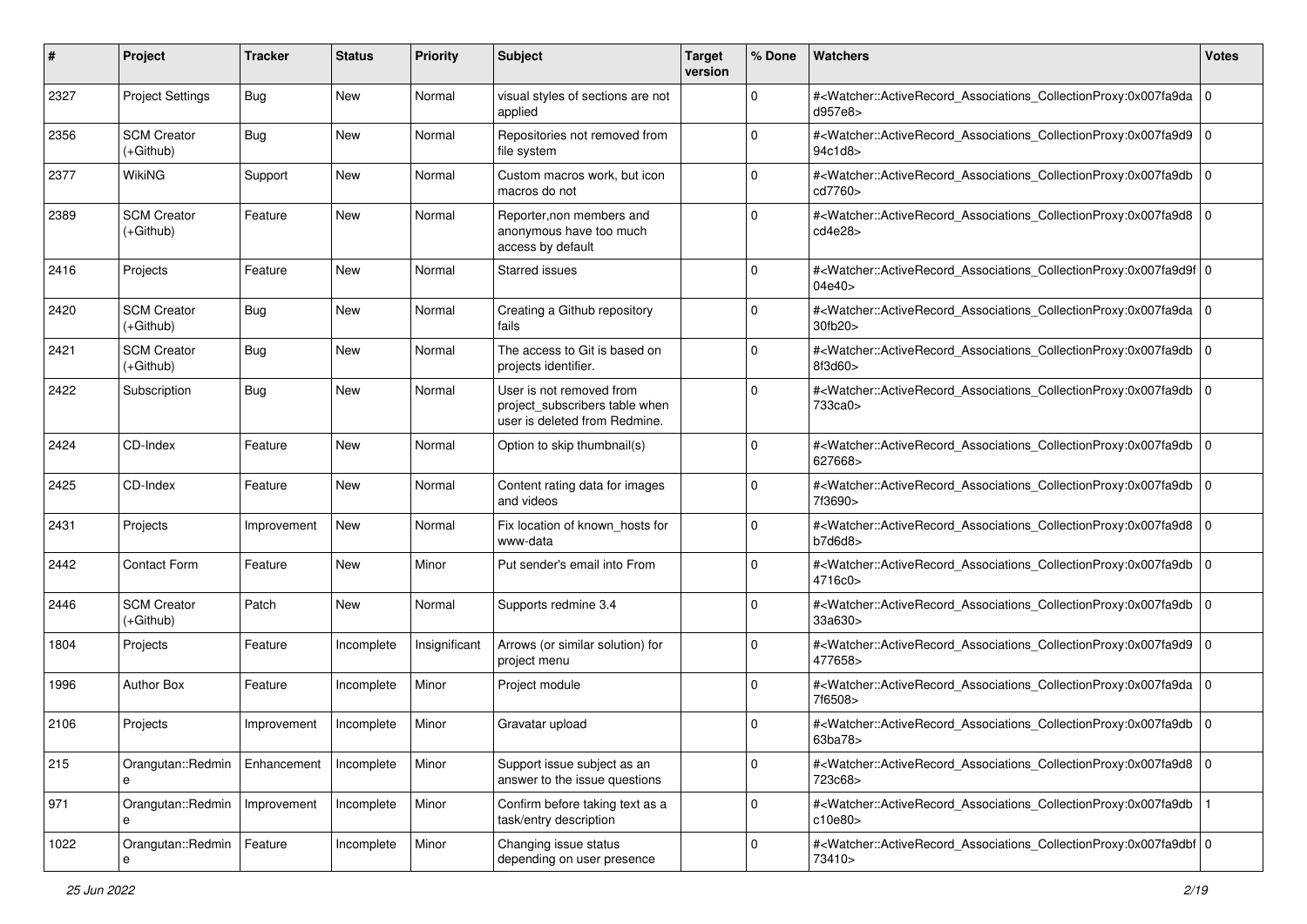| # | Project | Tracker | Status | Priority | Subject | Target version | % Done | Watchers | Votes |
|---|---|---|---|---|---|---|---|---|---|
| 2327 | Project Settings | Bug | New | Normal | visual styles of sections are not applied | | 0 | #<Watcher::ActiveRecord_Associations_CollectionProxy:0x007fa9dad957e8> | 0 |
| 2356 | SCM Creator (+Github) | Bug | New | Normal | Repositories not removed from file system | | 0 | #<Watcher::ActiveRecord_Associations_CollectionProxy:0x007fa9d994c1d8> | 0 |
| 2377 | WikiNG | Support | New | Normal | Custom macros work, but icon macros do not | | 0 | #<Watcher::ActiveRecord_Associations_CollectionProxy:0x007fa9dbcd7760> | 0 |
| 2389 | SCM Creator (+Github) | Feature | New | Normal | Reporter,non members and anonymous have too much access by default | | 0 | #<Watcher::ActiveRecord_Associations_CollectionProxy:0x007fa9d8cd4e28> | 0 |
| 2416 | Projects | Feature | New | Normal | Starred issues | | 0 | #<Watcher::ActiveRecord_Associations_CollectionProxy:0x007fa9d9f04e40> | 0 |
| 2420 | SCM Creator (+Github) | Bug | New | Normal | Creating a Github repository fails | | 0 | #<Watcher::ActiveRecord_Associations_CollectionProxy:0x007fa9da30fb20> | 0 |
| 2421 | SCM Creator (+Github) | Bug | New | Normal | The access to Git is based on projects identifier. | | 0 | #<Watcher::ActiveRecord_Associations_CollectionProxy:0x007fa9db8f3d60> | 0 |
| 2422 | Subscription | Bug | New | Normal | User is not removed from project_subscribers table when user is deleted from Redmine. | | 0 | #<Watcher::ActiveRecord_Associations_CollectionProxy:0x007fa9db733ca0> | 0 |
| 2424 | CD-Index | Feature | New | Normal | Option to skip thumbnail(s) | | 0 | #<Watcher::ActiveRecord_Associations_CollectionProxy:0x007fa9db627668> | 0 |
| 2425 | CD-Index | Feature | New | Normal | Content rating data for images and videos | | 0 | #<Watcher::ActiveRecord_Associations_CollectionProxy:0x007fa9db7f3690> | 0 |
| 2431 | Projects | Improvement | New | Normal | Fix location of known_hosts for www-data | | 0 | #<Watcher::ActiveRecord_Associations_CollectionProxy:0x007fa9d8b7d6d8> | 0 |
| 2442 | Contact Form | Feature | New | Minor | Put sender's email into From | | 0 | #<Watcher::ActiveRecord_Associations_CollectionProxy:0x007fa9db4716c0> | 0 |
| 2446 | SCM Creator (+Github) | Patch | New | Normal | Supports redmine 3.4 | | 0 | #<Watcher::ActiveRecord_Associations_CollectionProxy:0x007fa9db33a630> | 0 |
| 1804 | Projects | Feature | Incomplete | Insignificant | Arrows (or similar solution) for project menu | | 0 | #<Watcher::ActiveRecord_Associations_CollectionProxy:0x007fa9d9477658> | 0 |
| 1996 | Author Box | Feature | Incomplete | Minor | Project module | | 0 | #<Watcher::ActiveRecord_Associations_CollectionProxy:0x007fa9da7f6508> | 0 |
| 2106 | Projects | Improvement | Incomplete | Minor | Gravatar upload | | 0 | #<Watcher::ActiveRecord_Associations_CollectionProxy:0x007fa9db63ba78> | 0 |
| 215 | Orangutan::Redmine | Enhancement | Incomplete | Minor | Support issue subject as an answer to the issue questions | | 0 | #<Watcher::ActiveRecord_Associations_CollectionProxy:0x007fa9d8723c68> | 0 |
| 971 | Orangutan::Redmine | Improvement | Incomplete | Minor | Confirm before taking text as a task/entry description | | 0 | #<Watcher::ActiveRecord_Associations_CollectionProxy:0x007fa9dbc10e80> | 1 |
| 1022 | Orangutan::Redmine | Feature | Incomplete | Minor | Changing issue status depending on user presence | | 0 | #<Watcher::ActiveRecord_Associations_CollectionProxy:0x007fa9dbf73410> | 0 |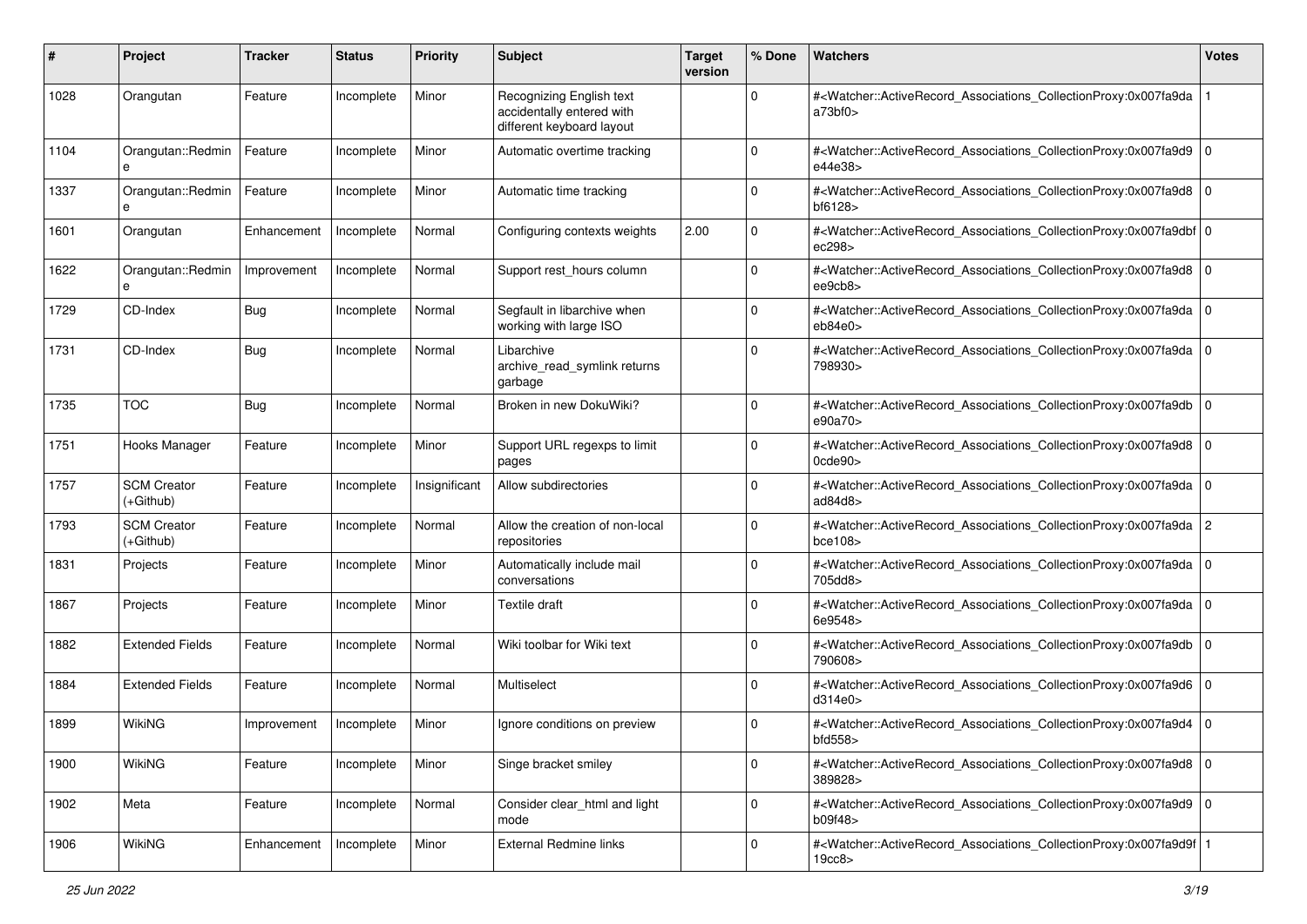| # | Project | Tracker | Status | Priority | Subject | Target version | % Done | Watchers | Votes |
|---|---|---|---|---|---|---|---|---|---|
| 1028 | Orangutan | Feature | Incomplete | Minor | Recognizing English text accidentally entered with different keyboard layout | | 0 | #<Watcher::ActiveRecord_Associations_CollectionProxy:0x007fa9daa73bf0> | 1 |
| 1104 | Orangutan::Redmine | Feature | Incomplete | Minor | Automatic overtime tracking | | 0 | #<Watcher::ActiveRecord_Associations_CollectionProxy:0x007fa9d9e44e38> | 0 |
| 1337 | Orangutan::Redmine | Feature | Incomplete | Minor | Automatic time tracking | | 0 | #<Watcher::ActiveRecord_Associations_CollectionProxy:0x007fa9d8bf6128> | 0 |
| 1601 | Orangutan | Enhancement | Incomplete | Normal | Configuring contexts weights | 2.00 | 0 | #<Watcher::ActiveRecord_Associations_CollectionProxy:0x007fa9dbfec298> | 0 |
| 1622 | Orangutan::Redmine | Improvement | Incomplete | Normal | Support rest_hours column | | 0 | #<Watcher::ActiveRecord_Associations_CollectionProxy:0x007fa9d8ee9cb8> | 0 |
| 1729 | CD-Index | Bug | Incomplete | Normal | Segfault in libarchive when working with large ISO | | 0 | #<Watcher::ActiveRecord_Associations_CollectionProxy:0x007fa9daeb84e0> | 0 |
| 1731 | CD-Index | Bug | Incomplete | Normal | Libarchive archive_read_symlink returns garbage | | 0 | #<Watcher::ActiveRecord_Associations_CollectionProxy:0x007fa9da798930> | 0 |
| 1735 | TOC | Bug | Incomplete | Normal | Broken in new DokuWiki? | | 0 | #<Watcher::ActiveRecord_Associations_CollectionProxy:0x007fa9dbe90a70> | 0 |
| 1751 | Hooks Manager | Feature | Incomplete | Minor | Support URL regexps to limit pages | | 0 | #<Watcher::ActiveRecord_Associations_CollectionProxy:0x007fa9d80cde90> | 0 |
| 1757 | SCM Creator (+Github) | Feature | Incomplete | Insignificant | Allow subdirectories | | 0 | #<Watcher::ActiveRecord_Associations_CollectionProxy:0x007fa9daad84d8> | 0 |
| 1793 | SCM Creator (+Github) | Feature | Incomplete | Normal | Allow the creation of non-local repositories | | 0 | #<Watcher::ActiveRecord_Associations_CollectionProxy:0x007fa9dabce108> | 2 |
| 1831 | Projects | Feature | Incomplete | Minor | Automatically include mail conversations | | 0 | #<Watcher::ActiveRecord_Associations_CollectionProxy:0x007fa9da705dd8> | 0 |
| 1867 | Projects | Feature | Incomplete | Minor | Textile draft | | 0 | #<Watcher::ActiveRecord_Associations_CollectionProxy:0x007fa9da6e9548> | 0 |
| 1882 | Extended Fields | Feature | Incomplete | Normal | Wiki toolbar for Wiki text | | 0 | #<Watcher::ActiveRecord_Associations_CollectionProxy:0x007fa9db790608> | 0 |
| 1884 | Extended Fields | Feature | Incomplete | Normal | Multiselect | | 0 | #<Watcher::ActiveRecord_Associations_CollectionProxy:0x007fa9d6d314e0> | 0 |
| 1899 | WikiNG | Improvement | Incomplete | Minor | Ignore conditions on preview | | 0 | #<Watcher::ActiveRecord_Associations_CollectionProxy:0x007fa9d4bfd558> | 0 |
| 1900 | WikiNG | Feature | Incomplete | Minor | Singe bracket smiley | | 0 | #<Watcher::ActiveRecord_Associations_CollectionProxy:0x007fa9d8389828> | 0 |
| 1902 | Meta | Feature | Incomplete | Normal | Consider clear_html and light mode | | 0 | #<Watcher::ActiveRecord_Associations_CollectionProxy:0x007fa9d9b09f48> | 0 |
| 1906 | WikiNG | Enhancement | Incomplete | Minor | External Redmine links | | 0 | #<Watcher::ActiveRecord_Associations_CollectionProxy:0x007fa9d9f19cc8> | 1 |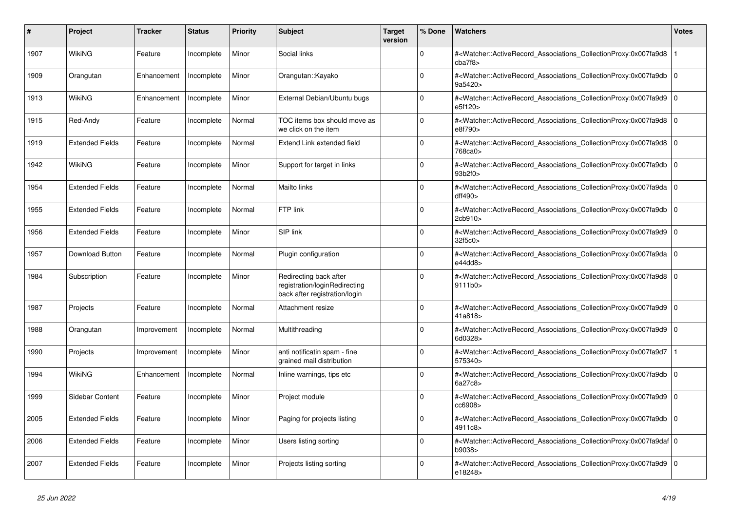| # | Project | Tracker | Status | Priority | Subject | Target version | % Done | Watchers | Votes |
|---|---|---|---|---|---|---|---|---|---|
| 1907 | WikiNG | Feature | Incomplete | Minor | Social links | | 0 | #<Watcher::ActiveRecord_Associations_CollectionProxy:0x007fa9d8cba7f8> | 1 |
| 1909 | Orangutan | Enhancement | Incomplete | Minor | Orangutan::Kayako | | 0 | #<Watcher::ActiveRecord_Associations_CollectionProxy:0x007fa9db9a5420> | 0 |
| 1913 | WikiNG | Enhancement | Incomplete | Minor | External Debian/Ubuntu bugs | | 0 | #<Watcher::ActiveRecord_Associations_CollectionProxy:0x007fa9d9e5f120> | 0 |
| 1915 | Red-Andy | Feature | Incomplete | Normal | TOC items box should move as we click on the item | | 0 | #<Watcher::ActiveRecord_Associations_CollectionProxy:0x007fa9d8e8f790> | 0 |
| 1919 | Extended Fields | Feature | Incomplete | Normal | Extend Link extended field | | 0 | #<Watcher::ActiveRecord_Associations_CollectionProxy:0x007fa9d8768ca0> | 0 |
| 1942 | WikiNG | Feature | Incomplete | Minor | Support for target in links | | 0 | #<Watcher::ActiveRecord_Associations_CollectionProxy:0x007fa9db93b2f0> | 0 |
| 1954 | Extended Fields | Feature | Incomplete | Normal | Mailto links | | 0 | #<Watcher::ActiveRecord_Associations_CollectionProxy:0x007fa9dadff490> | 0 |
| 1955 | Extended Fields | Feature | Incomplete | Normal | FTP link | | 0 | #<Watcher::ActiveRecord_Associations_CollectionProxy:0x007fa9db2cb910> | 0 |
| 1956 | Extended Fields | Feature | Incomplete | Minor | SIP link | | 0 | #<Watcher::ActiveRecord_Associations_CollectionProxy:0x007fa9d932f5c0> | 0 |
| 1957 | Download Button | Feature | Incomplete | Normal | Plugin configuration | | 0 | #<Watcher::ActiveRecord_Associations_CollectionProxy:0x007fa9dae44dd8> | 0 |
| 1984 | Subscription | Feature | Incomplete | Minor | Redirecting back after registration/loginRedirecting back after registration/login | | 0 | #<Watcher::ActiveRecord_Associations_CollectionProxy:0x007fa9d89111b0> | 0 |
| 1987 | Projects | Feature | Incomplete | Normal | Attachment resize | | 0 | #<Watcher::ActiveRecord_Associations_CollectionProxy:0x007fa9d941a818> | 0 |
| 1988 | Orangutan | Improvement | Incomplete | Normal | Multithreading | | 0 | #<Watcher::ActiveRecord_Associations_CollectionProxy:0x007fa9d96d0328> | 0 |
| 1990 | Projects | Improvement | Incomplete | Minor | anti notificatin spam - fine grained mail distribution | | 0 | #<Watcher::ActiveRecord_Associations_CollectionProxy:0x007fa9d7575340> | 1 |
| 1994 | WikiNG | Enhancement | Incomplete | Normal | Inline warnings, tips etc | | 0 | #<Watcher::ActiveRecord_Associations_CollectionProxy:0x007fa9db6a27c8> | 0 |
| 1999 | Sidebar Content | Feature | Incomplete | Minor | Project module | | 0 | #<Watcher::ActiveRecord_Associations_CollectionProxy:0x007fa9d9cc6908> | 0 |
| 2005 | Extended Fields | Feature | Incomplete | Minor | Paging for projects listing | | 0 | #<Watcher::ActiveRecord_Associations_CollectionProxy:0x007fa9db4911c8> | 0 |
| 2006 | Extended Fields | Feature | Incomplete | Minor | Users listing sorting | | 0 | #<Watcher::ActiveRecord_Associations_CollectionProxy:0x007fa9dafb9038> | 0 |
| 2007 | Extended Fields | Feature | Incomplete | Minor | Projects listing sorting | | 0 | #<Watcher::ActiveRecord_Associations_CollectionProxy:0x007fa9d9e18248> | 0 |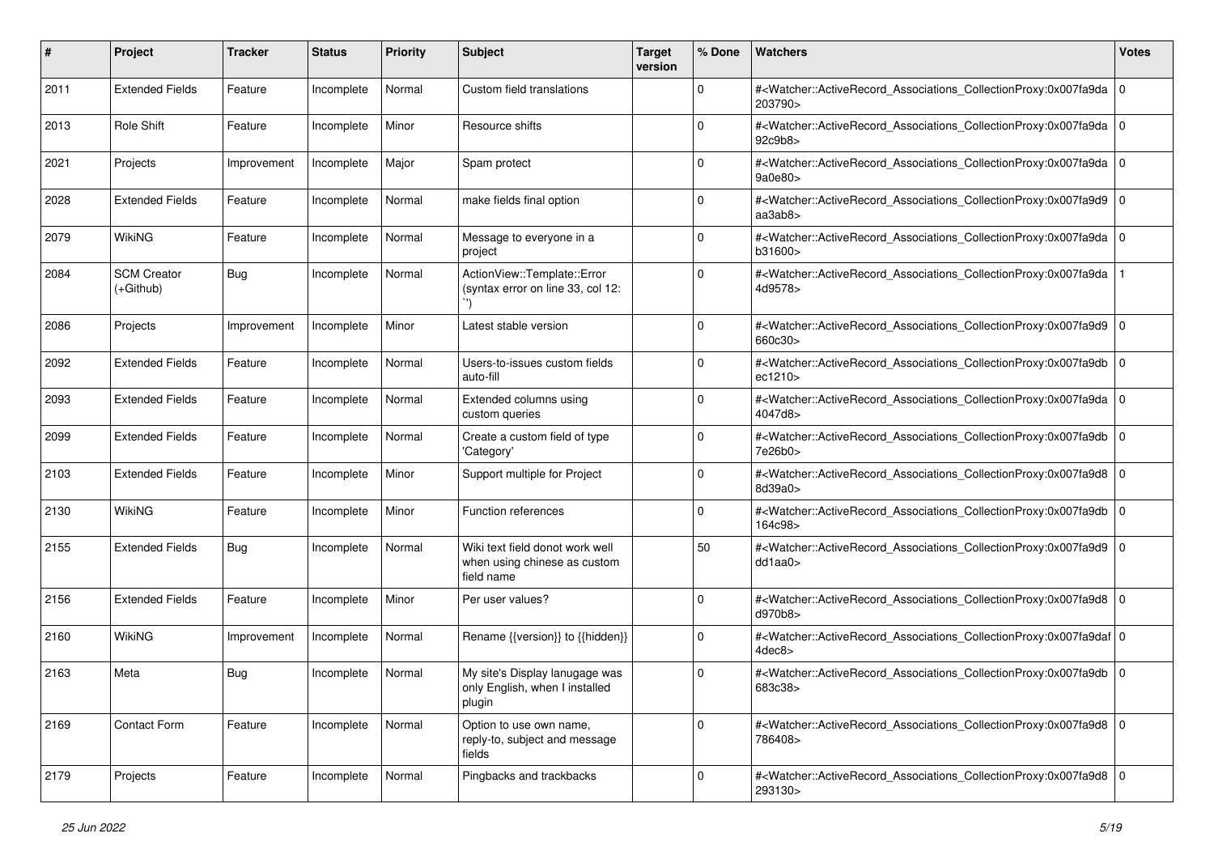| # | Project | Tracker | Status | Priority | Subject | Target version | % Done | Watchers | Votes |
| --- | --- | --- | --- | --- | --- | --- | --- | --- | --- |
| 2011 | Extended Fields | Feature | Incomplete | Normal | Custom field translations | | 0 | #<Watcher::ActiveRecord_Associations_CollectionProxy:0x007fa9da203790> | 0 |
| 2013 | Role Shift | Feature | Incomplete | Minor | Resource shifts | | 0 | #<Watcher::ActiveRecord_Associations_CollectionProxy:0x007fa9da92c9b8> | 0 |
| 2021 | Projects | Improvement | Incomplete | Major | Spam protect | | 0 | #<Watcher::ActiveRecord_Associations_CollectionProxy:0x007fa9da9a0e80> | 0 |
| 2028 | Extended Fields | Feature | Incomplete | Normal | make fields final option | | 0 | #<Watcher::ActiveRecord_Associations_CollectionProxy:0x007fa9d9aa3ab8> | 0 |
| 2079 | WikiNG | Feature | Incomplete | Normal | Message to everyone in a project | | 0 | #<Watcher::ActiveRecord_Associations_CollectionProxy:0x007fa9dab31600> | 0 |
| 2084 | SCM Creator (+Github) | Bug | Incomplete | Normal | ActionView::Template::Error (syntax error on line 33, col 12: ``) | | 0 | #<Watcher::ActiveRecord_Associations_CollectionProxy:0x007fa9da4d9578> | 1 |
| 2086 | Projects | Improvement | Incomplete | Minor | Latest stable version | | 0 | #<Watcher::ActiveRecord_Associations_CollectionProxy:0x007fa9d9660c30> | 0 |
| 2092 | Extended Fields | Feature | Incomplete | Normal | Users-to-issues custom fields auto-fill | | 0 | #<Watcher::ActiveRecord_Associations_CollectionProxy:0x007fa9dbec1210> | 0 |
| 2093 | Extended Fields | Feature | Incomplete | Normal | Extended columns using custom queries | | 0 | #<Watcher::ActiveRecord_Associations_CollectionProxy:0x007fa9da4047d8> | 0 |
| 2099 | Extended Fields | Feature | Incomplete | Normal | Create a custom field of type 'Category' | | 0 | #<Watcher::ActiveRecord_Associations_CollectionProxy:0x007fa9db7e26b0> | 0 |
| 2103 | Extended Fields | Feature | Incomplete | Minor | Support multiple for Project | | 0 | #<Watcher::ActiveRecord_Associations_CollectionProxy:0x007fa9d88d39a0> | 0 |
| 2130 | WikiNG | Feature | Incomplete | Minor | Function references | | 0 | #<Watcher::ActiveRecord_Associations_CollectionProxy:0x007fa9db164c98> | 0 |
| 2155 | Extended Fields | Bug | Incomplete | Normal | Wiki text field donot work well when using chinese as custom field name | | 50 | #<Watcher::ActiveRecord_Associations_CollectionProxy:0x007fa9d9dd1aa0> | 0 |
| 2156 | Extended Fields | Feature | Incomplete | Minor | Per user values? | | 0 | #<Watcher::ActiveRecord_Associations_CollectionProxy:0x007fa9d8d970b8> | 0 |
| 2160 | WikiNG | Improvement | Incomplete | Normal | Rename {{version}} to {{hidden}} | | 0 | #<Watcher::ActiveRecord_Associations_CollectionProxy:0x007fa9daf4dec8> | 0 |
| 2163 | Meta | Bug | Incomplete | Normal | My site's Display lanugage was only English, when I installed plugin | | 0 | #<Watcher::ActiveRecord_Associations_CollectionProxy:0x007fa9db683c38> | 0 |
| 2169 | Contact Form | Feature | Incomplete | Normal | Option to use own name, reply-to, subject and message fields | | 0 | #<Watcher::ActiveRecord_Associations_CollectionProxy:0x007fa9d8786408> | 0 |
| 2179 | Projects | Feature | Incomplete | Normal | Pingbacks and trackbacks | | 0 | #<Watcher::ActiveRecord_Associations_CollectionProxy:0x007fa9d8293130> | 0 |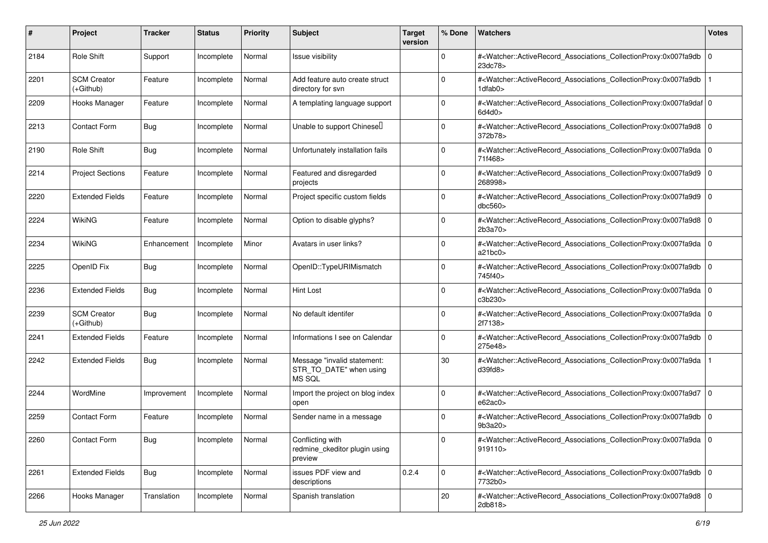| # | Project | Tracker | Status | Priority | Subject | Target version | % Done | Watchers | Votes |
|---|---|---|---|---|---|---|---|---|---|
| 2184 | Role Shift | Support | Incomplete | Normal | Issue visibility | | 0 | #<Watcher::ActiveRecord_Associations_CollectionProxy:0x007fa9db23dc78> | 0 |
| 2201 | SCM Creator (+Github) | Feature | Incomplete | Normal | Add feature auto create struct directory for svn | | 0 | #<Watcher::ActiveRecord_Associations_CollectionProxy:0x007fa9db1dfab0> | 1 |
| 2209 | Hooks Manager | Feature | Incomplete | Normal | A templating language support | | 0 | #<Watcher::ActiveRecord_Associations_CollectionProxy:0x007fa9daf6d4d0> | 0 |
| 2213 | Contact Form | Bug | Incomplete | Normal | Unable to support Chinese | | 0 | #<Watcher::ActiveRecord_Associations_CollectionProxy:0x007fa9d8372b78> | 0 |
| 2190 | Role Shift | Bug | Incomplete | Normal | Unfortunately installation fails | | 0 | #<Watcher::ActiveRecord_Associations_CollectionProxy:0x007fa9da71f468> | 0 |
| 2214 | Project Sections | Feature | Incomplete | Normal | Featured and disregarded projects | | 0 | #<Watcher::ActiveRecord_Associations_CollectionProxy:0x007fa9d9268998> | 0 |
| 2220 | Extended Fields | Feature | Incomplete | Normal | Project specific custom fields | | 0 | #<Watcher::ActiveRecord_Associations_CollectionProxy:0x007fa9d9dbc560> | 0 |
| 2224 | WikiNG | Feature | Incomplete | Normal | Option to disable glyphs? | | 0 | #<Watcher::ActiveRecord_Associations_CollectionProxy:0x007fa9d82b3a70> | 0 |
| 2234 | WikiNG | Enhancement | Incomplete | Minor | Avatars in user links? | | 0 | #<Watcher::ActiveRecord_Associations_CollectionProxy:0x007fa9daa21bc0> | 0 |
| 2225 | OpenID Fix | Bug | Incomplete | Normal | OpenID::TypeURIMismatch | | 0 | #<Watcher::ActiveRecord_Associations_CollectionProxy:0x007fa9db745f40> | 0 |
| 2236 | Extended Fields | Bug | Incomplete | Normal | Hint Lost | | 0 | #<Watcher::ActiveRecord_Associations_CollectionProxy:0x007fa9dac3b230> | 0 |
| 2239 | SCM Creator (+Github) | Bug | Incomplete | Normal | No default identifer | | 0 | #<Watcher::ActiveRecord_Associations_CollectionProxy:0x007fa9da2f7138> | 0 |
| 2241 | Extended Fields | Feature | Incomplete | Normal | Informations I see on Calendar | | 0 | #<Watcher::ActiveRecord_Associations_CollectionProxy:0x007fa9db275e48> | 0 |
| 2242 | Extended Fields | Bug | Incomplete | Normal | Message "invalid statement: STR_TO_DATE" when using MS SQL | | 30 | #<Watcher::ActiveRecord_Associations_CollectionProxy:0x007fa9dad39fd8> | 1 |
| 2244 | WordMine | Improvement | Incomplete | Normal | Import the project on blog index open | | 0 | #<Watcher::ActiveRecord_Associations_CollectionProxy:0x007fa9d7e62ac0> | 0 |
| 2259 | Contact Form | Feature | Incomplete | Normal | Sender name in a message | | 0 | #<Watcher::ActiveRecord_Associations_CollectionProxy:0x007fa9db9b3a20> | 0 |
| 2260 | Contact Form | Bug | Incomplete | Normal | Conflicting with redmine_ckeditor plugin using preview | | 0 | #<Watcher::ActiveRecord_Associations_CollectionProxy:0x007fa9da919110> | 0 |
| 2261 | Extended Fields | Bug | Incomplete | Normal | issues PDF view and descriptions | 0.2.4 | 0 | #<Watcher::ActiveRecord_Associations_CollectionProxy:0x007fa9db7732b0> | 0 |
| 2266 | Hooks Manager | Translation | Incomplete | Normal | Spanish translation | | 20 | #<Watcher::ActiveRecord_Associations_CollectionProxy:0x007fa9d82db818> | 0 |

*25 Jun 2022*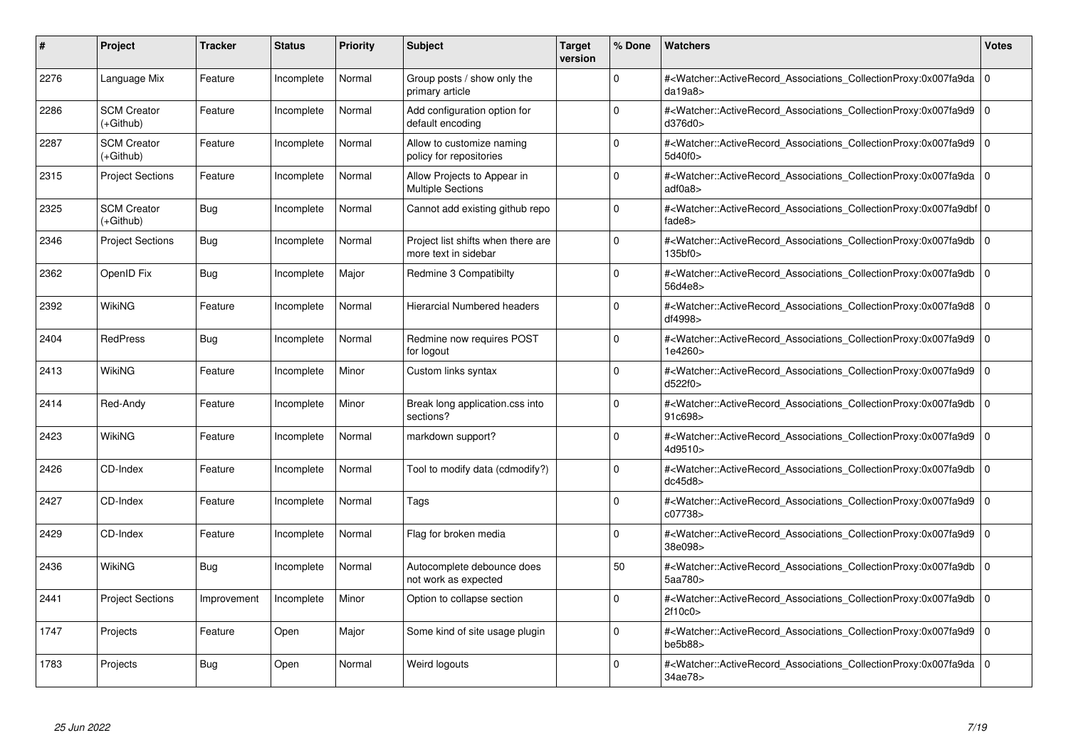| # | Project | Tracker | Status | Priority | Subject | Target version | % Done | Watchers | Votes |
|---|---|---|---|---|---|---|---|---|---|
| 2276 | Language Mix | Feature | Incomplete | Normal | Group posts / show only the primary article | | 0 | #<Watcher::ActiveRecord_Associations_CollectionProxy:0x007fa9dada19a8> | 0 |
| 2286 | SCM Creator (+Github) | Feature | Incomplete | Normal | Add configuration option for default encoding | | 0 | #<Watcher::ActiveRecord_Associations_CollectionProxy:0x007fa9d9d376d0> | 0 |
| 2287 | SCM Creator (+Github) | Feature | Incomplete | Normal | Allow to customize naming policy for repositories | | 0 | #<Watcher::ActiveRecord_Associations_CollectionProxy:0x007fa9d95d40f0> | 0 |
| 2315 | Project Sections | Feature | Incomplete | Normal | Allow Projects to Appear in Multiple Sections | | 0 | #<Watcher::ActiveRecord_Associations_CollectionProxy:0x007fa9daadf0a8> | 0 |
| 2325 | SCM Creator (+Github) | Bug | Incomplete | Normal | Cannot add existing github repo | | 0 | #<Watcher::ActiveRecord_Associations_CollectionProxy:0x007fa9dbffade8> | 0 |
| 2346 | Project Sections | Bug | Incomplete | Normal | Project list shifts when there are more text in sidebar | | 0 | #<Watcher::ActiveRecord_Associations_CollectionProxy:0x007fa9db135bf0> | 0 |
| 2362 | OpenID Fix | Bug | Incomplete | Major | Redmine 3 Compatibilty | | 0 | #<Watcher::ActiveRecord_Associations_CollectionProxy:0x007fa9db56d4e8> | 0 |
| 2392 | WikiNG | Feature | Incomplete | Normal | Hierarcial Numbered headers | | 0 | #<Watcher::ActiveRecord_Associations_CollectionProxy:0x007fa9d8df4998> | 0 |
| 2404 | RedPress | Bug | Incomplete | Normal | Redmine now requires POST for logout | | 0 | #<Watcher::ActiveRecord_Associations_CollectionProxy:0x007fa9d91e4260> | 0 |
| 2413 | WikiNG | Feature | Incomplete | Minor | Custom links syntax | | 0 | #<Watcher::ActiveRecord_Associations_CollectionProxy:0x007fa9d9d522f0> | 0 |
| 2414 | Red-Andy | Feature | Incomplete | Minor | Break long application.css into sections? | | 0 | #<Watcher::ActiveRecord_Associations_CollectionProxy:0x007fa9db91c698> | 0 |
| 2423 | WikiNG | Feature | Incomplete | Normal | markdown support? | | 0 | #<Watcher::ActiveRecord_Associations_CollectionProxy:0x007fa9d94d9510> | 0 |
| 2426 | CD-Index | Feature | Incomplete | Normal | Tool to modify data (cdmodify?) | | 0 | #<Watcher::ActiveRecord_Associations_CollectionProxy:0x007fa9dbdc45d8> | 0 |
| 2427 | CD-Index | Feature | Incomplete | Normal | Tags | | 0 | #<Watcher::ActiveRecord_Associations_CollectionProxy:0x007fa9d9c07738> | 0 |
| 2429 | CD-Index | Feature | Incomplete | Normal | Flag for broken media | | 0 | #<Watcher::ActiveRecord_Associations_CollectionProxy:0x007fa9d938e098> | 0 |
| 2436 | WikiNG | Bug | Incomplete | Normal | Autocomplete debounce does not work as expected | | 50 | #<Watcher::ActiveRecord_Associations_CollectionProxy:0x007fa9db5aa780> | 0 |
| 2441 | Project Sections | Improvement | Incomplete | Minor | Option to collapse section | | 0 | #<Watcher::ActiveRecord_Associations_CollectionProxy:0x007fa9db2f10c0> | 0 |
| 1747 | Projects | Feature | Open | Major | Some kind of site usage plugin | | 0 | #<Watcher::ActiveRecord_Associations_CollectionProxy:0x007fa9d9be5b88> | 0 |
| 1783 | Projects | Bug | Open | Normal | Weird logouts | | 0 | #<Watcher::ActiveRecord_Associations_CollectionProxy:0x007fa9da34ae78> | 0 |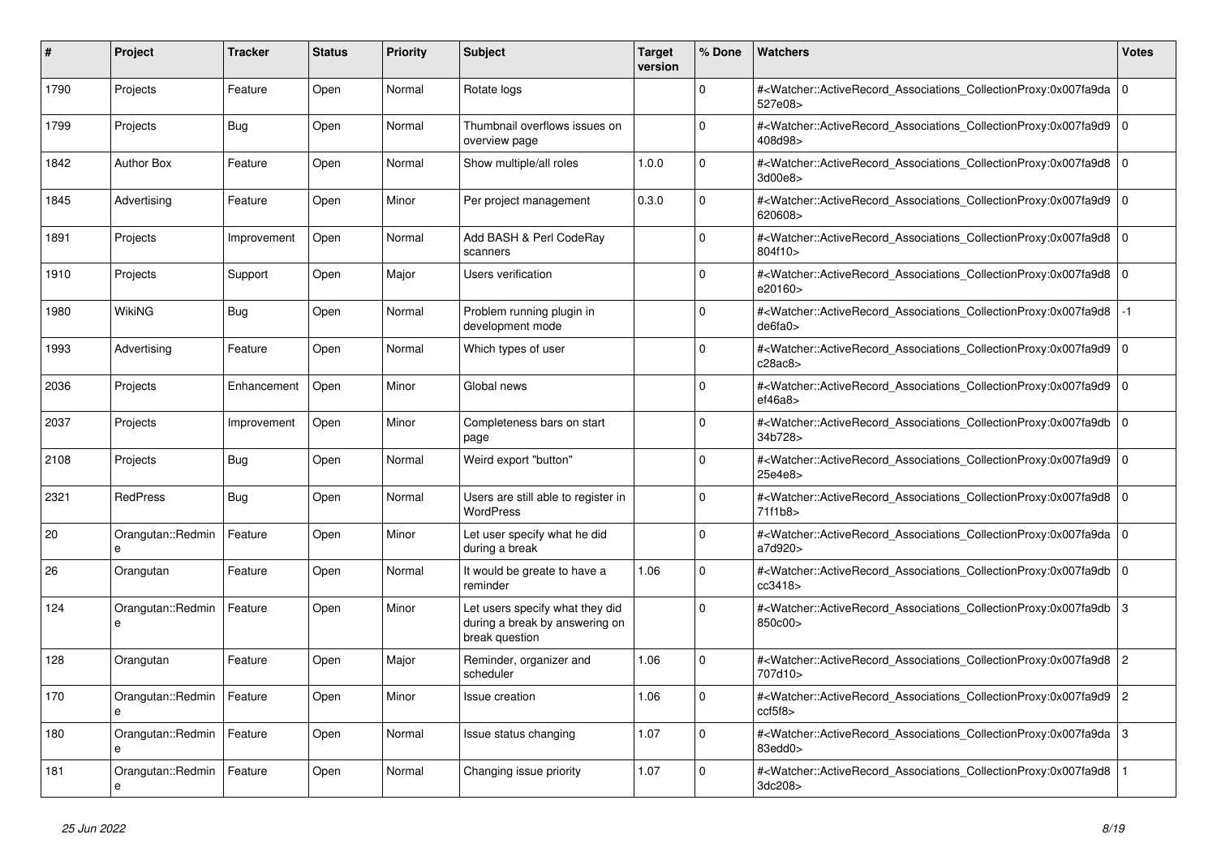| # | Project | Tracker | Status | Priority | Subject | Target version | % Done | Watchers | Votes |
|---|---|---|---|---|---|---|---|---|---|
| 1790 | Projects | Feature | Open | Normal | Rotate logs | | 0 | #<Watcher::ActiveRecord_Associations_CollectionProxy:0x007fa9da527e08> | 0 |
| 1799 | Projects | Bug | Open | Normal | Thumbnail overflows issues on overview page | | 0 | #<Watcher::ActiveRecord_Associations_CollectionProxy:0x007fa9d9408d98> | 0 |
| 1842 | Author Box | Feature | Open | Normal | Show multiple/all roles | 1.0.0 | 0 | #<Watcher::ActiveRecord_Associations_CollectionProxy:0x007fa9d83d00e8> | 0 |
| 1845 | Advertising | Feature | Open | Minor | Per project management | 0.3.0 | 0 | #<Watcher::ActiveRecord_Associations_CollectionProxy:0x007fa9d9620608> | 0 |
| 1891 | Projects | Improvement | Open | Normal | Add BASH & Perl CodeRay scanners | | 0 | #<Watcher::ActiveRecord_Associations_CollectionProxy:0x007fa9d8804f10> | 0 |
| 1910 | Projects | Support | Open | Major | Users verification | | 0 | #<Watcher::ActiveRecord_Associations_CollectionProxy:0x007fa9d8e20160> | 0 |
| 1980 | WikiNG | Bug | Open | Normal | Problem running plugin in development mode | | 0 | #<Watcher::ActiveRecord_Associations_CollectionProxy:0x007fa9d8de6fa0> | -1 |
| 1993 | Advertising | Feature | Open | Normal | Which types of user | | 0 | #<Watcher::ActiveRecord_Associations_CollectionProxy:0x007fa9d9c28ac8> | 0 |
| 2036 | Projects | Enhancement | Open | Minor | Global news | | 0 | #<Watcher::ActiveRecord_Associations_CollectionProxy:0x007fa9d9ef46a8> | 0 |
| 2037 | Projects | Improvement | Open | Minor | Completeness bars on start page | | 0 | #<Watcher::ActiveRecord_Associations_CollectionProxy:0x007fa9db34b728> | 0 |
| 2108 | Projects | Bug | Open | Normal | Weird export "button" | | 0 | #<Watcher::ActiveRecord_Associations_CollectionProxy:0x007fa9d925e4e8> | 0 |
| 2321 | RedPress | Bug | Open | Normal | Users are still able to register in WordPress | | 0 | #<Watcher::ActiveRecord_Associations_CollectionProxy:0x007fa9d871f1b8> | 0 |
| 20 | Orangutan::Redmine | Feature | Open | Minor | Let user specify what he did during a break | | 0 | #<Watcher::ActiveRecord_Associations_CollectionProxy:0x007fa9daa7d920> | 0 |
| 26 | Orangutan | Feature | Open | Normal | It would be greate to have a reminder | 1.06 | 0 | #<Watcher::ActiveRecord_Associations_CollectionProxy:0x007fa9dbcc3418> | 0 |
| 124 | Orangutan::Redmine | Feature | Open | Minor | Let users specify what they did during a break by answering on break question | | 0 | #<Watcher::ActiveRecord_Associations_CollectionProxy:0x007fa9db850c00> | 3 |
| 128 | Orangutan | Feature | Open | Major | Reminder, organizer and scheduler | 1.06 | 0 | #<Watcher::ActiveRecord_Associations_CollectionProxy:0x007fa9d8707d10> | 2 |
| 170 | Orangutan::Redmine | Feature | Open | Minor | Issue creation | 1.06 | 0 | #<Watcher::ActiveRecord_Associations_CollectionProxy:0x007fa9d9ccf5f8> | 2 |
| 180 | Orangutan::Redmine | Feature | Open | Normal | Issue status changing | 1.07 | 0 | #<Watcher::ActiveRecord_Associations_CollectionProxy:0x007fa9da83edd0> | 3 |
| 181 | Orangutan::Redmine | Feature | Open | Normal | Changing issue priority | 1.07 | 0 | #<Watcher::ActiveRecord_Associations_CollectionProxy:0x007fa9d83dc208> | 1 |

*25 Jun 2022*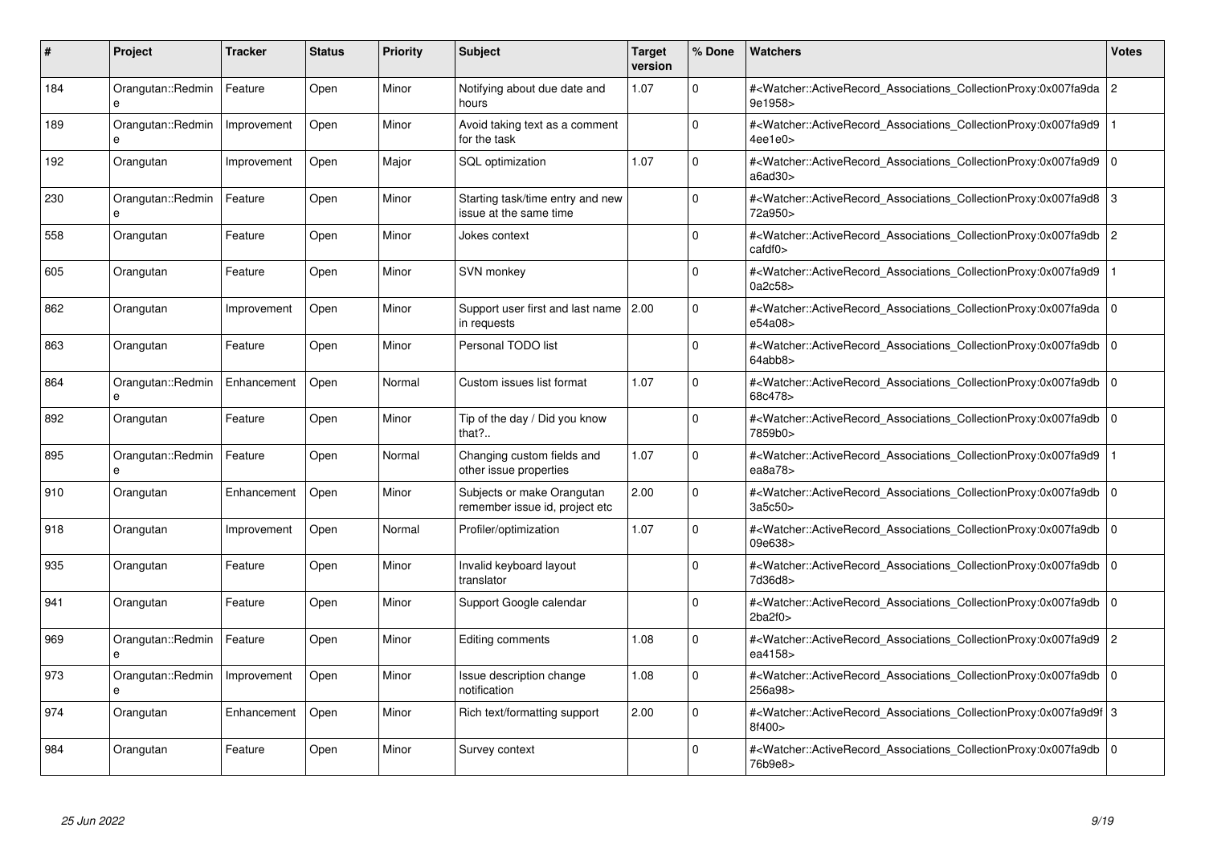| # | Project | Tracker | Status | Priority | Subject | Target version | % Done | Watchers | Votes |
|---|---|---|---|---|---|---|---|---|---|
| 184 | Orangutan::Redmine | Feature | Open | Minor | Notifying about due date and hours | 1.07 | 0 | #<Watcher::ActiveRecord_Associations_CollectionProxy:0x007fa9da9e1958> | 2 |
| 189 | Orangutan::Redmine | Improvement | Open | Minor | Avoid taking text as a comment for the task | | 0 | #<Watcher::ActiveRecord_Associations_CollectionProxy:0x007fa9d94ee1e0> | 1 |
| 192 | Orangutan | Improvement | Open | Major | SQL optimization | 1.07 | 0 | #<Watcher::ActiveRecord_Associations_CollectionProxy:0x007fa9d9a6ad30> | 0 |
| 230 | Orangutan::Redmine | Feature | Open | Minor | Starting task/time entry and new issue at the same time | | 0 | #<Watcher::ActiveRecord_Associations_CollectionProxy:0x007fa9d872a950> | 3 |
| 558 | Orangutan | Feature | Open | Minor | Jokes context | | 0 | #<Watcher::ActiveRecord_Associations_CollectionProxy:0x007fa9dbcafdf0> | 2 |
| 605 | Orangutan | Feature | Open | Minor | SVN monkey | | 0 | #<Watcher::ActiveRecord_Associations_CollectionProxy:0x007fa9d90a2c58> | 1 |
| 862 | Orangutan | Improvement | Open | Minor | Support user first and last name in requests | 2.00 | 0 | #<Watcher::ActiveRecord_Associations_CollectionProxy:0x007fa9dae54a08> | 0 |
| 863 | Orangutan | Feature | Open | Minor | Personal TODO list | | 0 | #<Watcher::ActiveRecord_Associations_CollectionProxy:0x007fa9db64abb8> | 0 |
| 864 | Orangutan::Redmine | Enhancement | Open | Normal | Custom issues list format | 1.07 | 0 | #<Watcher::ActiveRecord_Associations_CollectionProxy:0x007fa9db68c478> | 0 |
| 892 | Orangutan | Feature | Open | Minor | Tip of the day / Did you know that?.. | | 0 | #<Watcher::ActiveRecord_Associations_CollectionProxy:0x007fa9db7859b0> | 0 |
| 895 | Orangutan::Redmine | Feature | Open | Normal | Changing custom fields and other issue properties | 1.07 | 0 | #<Watcher::ActiveRecord_Associations_CollectionProxy:0x007fa9d9ea8a78> | 1 |
| 910 | Orangutan | Enhancement | Open | Minor | Subjects or make Orangutan remember issue id, project etc | 2.00 | 0 | #<Watcher::ActiveRecord_Associations_CollectionProxy:0x007fa9db3a5c50> | 0 |
| 918 | Orangutan | Improvement | Open | Normal | Profiler/optimization | 1.07 | 0 | #<Watcher::ActiveRecord_Associations_CollectionProxy:0x007fa9db09e638> | 0 |
| 935 | Orangutan | Feature | Open | Minor | Invalid keyboard layout translator | | 0 | #<Watcher::ActiveRecord_Associations_CollectionProxy:0x007fa9db7d36d8> | 0 |
| 941 | Orangutan | Feature | Open | Minor | Support Google calendar | | 0 | #<Watcher::ActiveRecord_Associations_CollectionProxy:0x007fa9db2ba2f0> | 0 |
| 969 | Orangutan::Redmine | Feature | Open | Minor | Editing comments | 1.08 | 0 | #<Watcher::ActiveRecord_Associations_CollectionProxy:0x007fa9d9ea4158> | 2 |
| 973 | Orangutan::Redmine | Improvement | Open | Minor | Issue description change notification | 1.08 | 0 | #<Watcher::ActiveRecord_Associations_CollectionProxy:0x007fa9db256a98> | 0 |
| 974 | Orangutan | Enhancement | Open | Minor | Rich text/formatting support | 2.00 | 0 | #<Watcher::ActiveRecord_Associations_CollectionProxy:0x007fa9d9f8f400> | 3 |
| 984 | Orangutan | Feature | Open | Minor | Survey context | | 0 | #<Watcher::ActiveRecord_Associations_CollectionProxy:0x007fa9db76b9e8> | 0 |

*25 Jun 2022*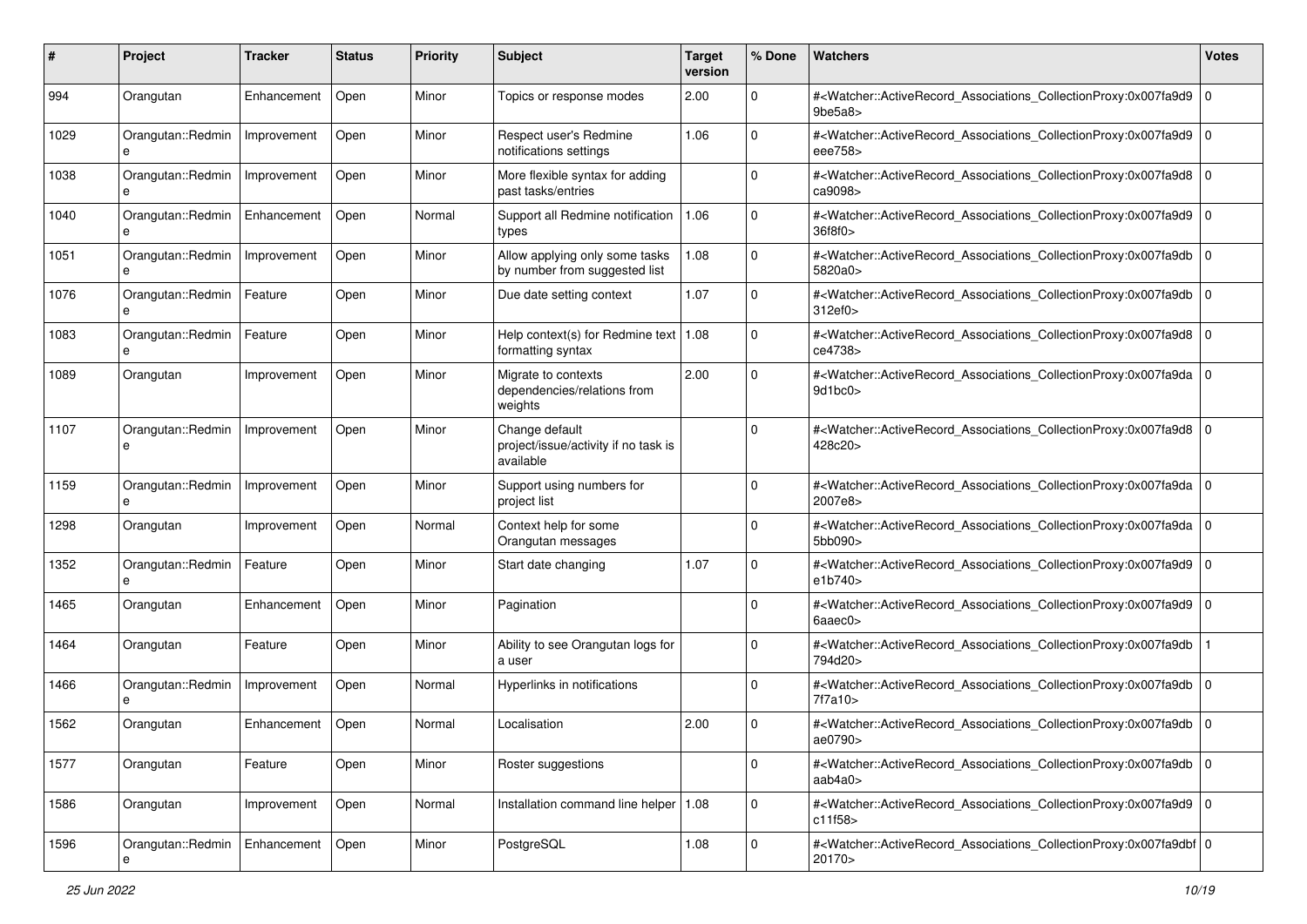| # | Project | Tracker | Status | Priority | Subject | Target version | % Done | Watchers | Votes |
|---|---|---|---|---|---|---|---|---|---|
| 994 | Orangutan | Enhancement | Open | Minor | Topics or response modes | 2.00 | 0 | #<Watcher::ActiveRecord_Associations_CollectionProxy:0x007fa9d99be5a8> | 0 |
| 1029 | Orangutan::Redmine | Improvement | Open | Minor | Respect user's Redmine notifications settings | 1.06 | 0 | #<Watcher::ActiveRecord_Associations_CollectionProxy:0x007fa9d9eee758> | 0 |
| 1038 | Orangutan::Redmine | Improvement | Open | Minor | More flexible syntax for adding past tasks/entries | | 0 | #<Watcher::ActiveRecord_Associations_CollectionProxy:0x007fa9d8ca9098> | 0 |
| 1040 | Orangutan::Redmine | Enhancement | Open | Normal | Support all Redmine notification types | 1.06 | 0 | #<Watcher::ActiveRecord_Associations_CollectionProxy:0x007fa9d936f8f0> | 0 |
| 1051 | Orangutan::Redmine | Improvement | Open | Minor | Allow applying only some tasks by number from suggested list | 1.08 | 0 | #<Watcher::ActiveRecord_Associations_CollectionProxy:0x007fa9db5820a0> | 0 |
| 1076 | Orangutan::Redmine | Feature | Open | Minor | Due date setting context | 1.07 | 0 | #<Watcher::ActiveRecord_Associations_CollectionProxy:0x007fa9db312ef0> | 0 |
| 1083 | Orangutan::Redmine | Feature | Open | Minor | Help context(s) for Redmine text formatting syntax | 1.08 | 0 | #<Watcher::ActiveRecord_Associations_CollectionProxy:0x007fa9d8ce4738> | 0 |
| 1089 | Orangutan | Improvement | Open | Minor | Migrate to contexts dependencies/relations from weights | 2.00 | 0 | #<Watcher::ActiveRecord_Associations_CollectionProxy:0x007fa9da9d1bc0> | 0 |
| 1107 | Orangutan::Redmine | Improvement | Open | Minor | Change default project/issue/activity if no task is available | | 0 | #<Watcher::ActiveRecord_Associations_CollectionProxy:0x007fa9d8428c20> | 0 |
| 1159 | Orangutan::Redmine | Improvement | Open | Minor | Support using numbers for project list | | 0 | #<Watcher::ActiveRecord_Associations_CollectionProxy:0x007fa9da2007e8> | 0 |
| 1298 | Orangutan | Improvement | Open | Normal | Context help for some Orangutan messages | | 0 | #<Watcher::ActiveRecord_Associations_CollectionProxy:0x007fa9da5bb090> | 0 |
| 1352 | Orangutan::Redmine | Feature | Open | Minor | Start date changing | 1.07 | 0 | #<Watcher::ActiveRecord_Associations_CollectionProxy:0x007fa9d9e1b740> | 0 |
| 1465 | Orangutan | Enhancement | Open | Minor | Pagination | | 0 | #<Watcher::ActiveRecord_Associations_CollectionProxy:0x007fa9d96aaec0> | 0 |
| 1464 | Orangutan | Feature | Open | Minor | Ability to see Orangutan logs for a user | | 0 | #<Watcher::ActiveRecord_Associations_CollectionProxy:0x007fa9db794d20> | 1 |
| 1466 | Orangutan::Redmine | Improvement | Open | Normal | Hyperlinks in notifications | | 0 | #<Watcher::ActiveRecord_Associations_CollectionProxy:0x007fa9db7f7a10> | 0 |
| 1562 | Orangutan | Enhancement | Open | Normal | Localisation | 2.00 | 0 | #<Watcher::ActiveRecord_Associations_CollectionProxy:0x007fa9dbae0790> | 0 |
| 1577 | Orangutan | Feature | Open | Minor | Roster suggestions | | 0 | #<Watcher::ActiveRecord_Associations_CollectionProxy:0x007fa9dbaab4a0> | 0 |
| 1586 | Orangutan | Improvement | Open | Normal | Installation command line helper | 1.08 | 0 | #<Watcher::ActiveRecord_Associations_CollectionProxy:0x007fa9d9c11f58> | 0 |
| 1596 | Orangutan::Redmine | Enhancement | Open | Minor | PostgreSQL | 1.08 | 0 | #<Watcher::ActiveRecord_Associations_CollectionProxy:0x007fa9dbf20170> | 0 |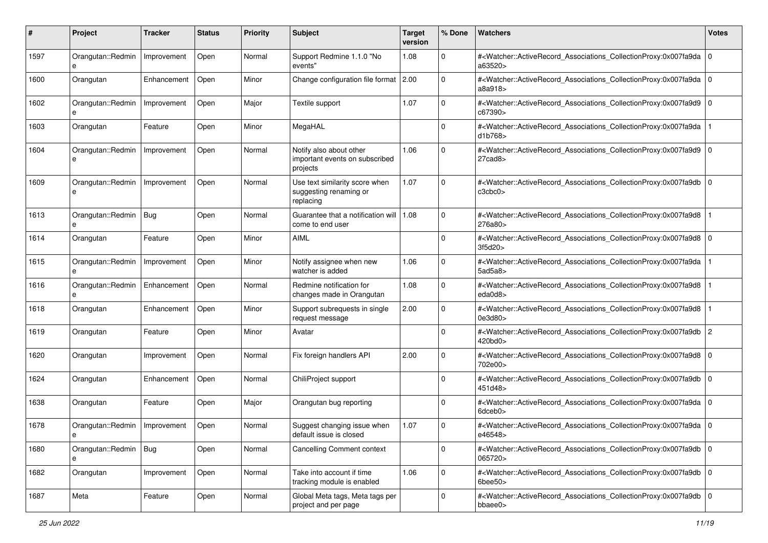| # | Project | Tracker | Status | Priority | Subject | Target version | % Done | Watchers | Votes |
|---|---|---|---|---|---|---|---|---|---|
| 1597 | Orangutan::Redmine | Improvement | Open | Normal | Support Redmine 1.1.0 "No events" | 1.08 | 0 | #<Watcher::ActiveRecord_Associations_CollectionProxy:0x007fa9daa63520> | 0 |
| 1600 | Orangutan | Enhancement | Open | Minor | Change configuration file format | 2.00 | 0 | #<Watcher::ActiveRecord_Associations_CollectionProxy:0x007fa9daa8a918> | 0 |
| 1602 | Orangutan::Redmine | Improvement | Open | Major | Textile support | 1.07 | 0 | #<Watcher::ActiveRecord_Associations_CollectionProxy:0x007fa9d9c67390> | 0 |
| 1603 | Orangutan | Feature | Open | Minor | MegaHAL | | 0 | #<Watcher::ActiveRecord_Associations_CollectionProxy:0x007fa9dad1b768> | 1 |
| 1604 | Orangutan::Redmine | Improvement | Open | Normal | Notify also about other important events on subscribed projects | 1.06 | 0 | #<Watcher::ActiveRecord_Associations_CollectionProxy:0x007fa9d927cad8> | 0 |
| 1609 | Orangutan::Redmine | Improvement | Open | Normal | Use text similarity score when suggesting renaming or replacing | 1.07 | 0 | #<Watcher::ActiveRecord_Associations_CollectionProxy:0x007fa9dbc3cbc0> | 0 |
| 1613 | Orangutan::Redmine | Bug | Open | Normal | Guarantee that a notification will come to end user | 1.08 | 0 | #<Watcher::ActiveRecord_Associations_CollectionProxy:0x007fa9d8276a80> | 1 |
| 1614 | Orangutan | Feature | Open | Minor | AIML | | 0 | #<Watcher::ActiveRecord_Associations_CollectionProxy:0x007fa9d83f5d20> | 0 |
| 1615 | Orangutan::Redmine | Improvement | Open | Minor | Notify assignee when new watcher is added | 1.06 | 0 | #<Watcher::ActiveRecord_Associations_CollectionProxy:0x007fa9da5ad5a8> | 1 |
| 1616 | Orangutan::Redmine | Enhancement | Open | Normal | Redmine notification for changes made in Orangutan | 1.08 | 0 | #<Watcher::ActiveRecord_Associations_CollectionProxy:0x007fa9d8eda0d8> | 1 |
| 1618 | Orangutan | Enhancement | Open | Minor | Support subrequests in single request message | 2.00 | 0 | #<Watcher::ActiveRecord_Associations_CollectionProxy:0x007fa9d80e3d80> | 1 |
| 1619 | Orangutan | Feature | Open | Minor | Avatar | | 0 | #<Watcher::ActiveRecord_Associations_CollectionProxy:0x007fa9db420bd0> | 2 |
| 1620 | Orangutan | Improvement | Open | Normal | Fix foreign handlers API | 2.00 | 0 | #<Watcher::ActiveRecord_Associations_CollectionProxy:0x007fa9d8702e00> | 0 |
| 1624 | Orangutan | Enhancement | Open | Normal | ChiliProject support | | 0 | #<Watcher::ActiveRecord_Associations_CollectionProxy:0x007fa9db451d48> | 0 |
| 1638 | Orangutan | Feature | Open | Major | Orangutan bug reporting | | 0 | #<Watcher::ActiveRecord_Associations_CollectionProxy:0x007fa9da6dceb0> | 0 |
| 1678 | Orangutan::Redmine | Improvement | Open | Normal | Suggest changing issue when default issue is closed | 1.07 | 0 | #<Watcher::ActiveRecord_Associations_CollectionProxy:0x007fa9dae46548> | 0 |
| 1680 | Orangutan::Redmine | Bug | Open | Normal | Cancelling Comment context | | 0 | #<Watcher::ActiveRecord_Associations_CollectionProxy:0x007fa9db065720> | 0 |
| 1682 | Orangutan | Improvement | Open | Normal | Take into account if time tracking module is enabled | 1.06 | 0 | #<Watcher::ActiveRecord_Associations_CollectionProxy:0x007fa9db6bee50> | 0 |
| 1687 | Meta | Feature | Open | Normal | Global Meta tags, Meta tags per project and per page | | 0 | #<Watcher::ActiveRecord_Associations_CollectionProxy:0x007fa9dbbbaee0> | 0 |

*25 Jun 2022*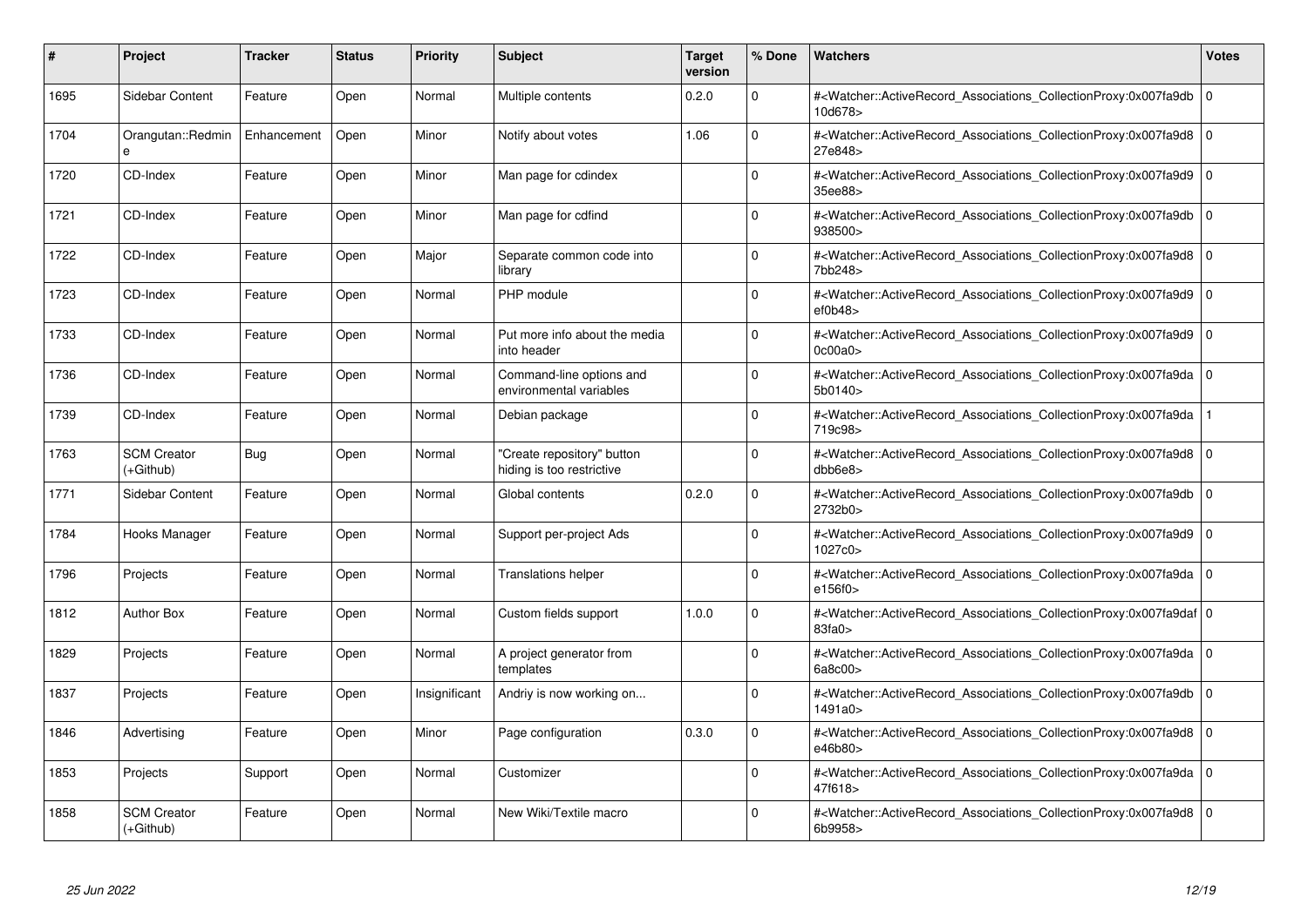| # | Project | Tracker | Status | Priority | Subject | Target version | % Done | Watchers | Votes |
|---|---|---|---|---|---|---|---|---|---|
| 1695 | Sidebar Content | Feature | Open | Normal | Multiple contents | 0.2.0 | 0 | #<Watcher::ActiveRecord_Associations_CollectionProxy:0x007fa9db10d678> | 0 |
| 1704 | Orangutan::Redmine | Enhancement | Open | Minor | Notify about votes | 1.06 | 0 | #<Watcher::ActiveRecord_Associations_CollectionProxy:0x007fa9d827e848> | 0 |
| 1720 | CD-Index | Feature | Open | Minor | Man page for cdindex | | 0 | #<Watcher::ActiveRecord_Associations_CollectionProxy:0x007fa9d935ee88> | 0 |
| 1721 | CD-Index | Feature | Open | Minor | Man page for cdfind | | 0 | #<Watcher::ActiveRecord_Associations_CollectionProxy:0x007fa9db938500> | 0 |
| 1722 | CD-Index | Feature | Open | Major | Separate common code into library | | 0 | #<Watcher::ActiveRecord_Associations_CollectionProxy:0x007fa9d87bb248> | 0 |
| 1723 | CD-Index | Feature | Open | Normal | PHP module | | 0 | #<Watcher::ActiveRecord_Associations_CollectionProxy:0x007fa9d9ef0b48> | 0 |
| 1733 | CD-Index | Feature | Open | Normal | Put more info about the media into header | | 0 | #<Watcher::ActiveRecord_Associations_CollectionProxy:0x007fa9d90c00a0> | 0 |
| 1736 | CD-Index | Feature | Open | Normal | Command-line options and environmental variables | | 0 | #<Watcher::ActiveRecord_Associations_CollectionProxy:0x007fa9da5b0140> | 0 |
| 1739 | CD-Index | Feature | Open | Normal | Debian package | | 0 | #<Watcher::ActiveRecord_Associations_CollectionProxy:0x007fa9da719c98> | 1 |
| 1763 | SCM Creator (+Github) | Bug | Open | Normal | "Create repository" button hiding is too restrictive | | 0 | #<Watcher::ActiveRecord_Associations_CollectionProxy:0x007fa9d8dbb6e8> | 0 |
| 1771 | Sidebar Content | Feature | Open | Normal | Global contents | 0.2.0 | 0 | #<Watcher::ActiveRecord_Associations_CollectionProxy:0x007fa9db2732b0> | 0 |
| 1784 | Hooks Manager | Feature | Open | Normal | Support per-project Ads | | 0 | #<Watcher::ActiveRecord_Associations_CollectionProxy:0x007fa9d91027c0> | 0 |
| 1796 | Projects | Feature | Open | Normal | Translations helper | | 0 | #<Watcher::ActiveRecord_Associations_CollectionProxy:0x007fa9dae156f0> | 0 |
| 1812 | Author Box | Feature | Open | Normal | Custom fields support | 1.0.0 | 0 | #<Watcher::ActiveRecord_Associations_CollectionProxy:0x007fa9daf83fa0> | 0 |
| 1829 | Projects | Feature | Open | Normal | A project generator from templates | | 0 | #<Watcher::ActiveRecord_Associations_CollectionProxy:0x007fa9da6a8c00> | 0 |
| 1837 | Projects | Feature | Open | Insignificant | Andriy is now working on... | | 0 | #<Watcher::ActiveRecord_Associations_CollectionProxy:0x007fa9db1491a0> | 0 |
| 1846 | Advertising | Feature | Open | Minor | Page configuration | 0.3.0 | 0 | #<Watcher::ActiveRecord_Associations_CollectionProxy:0x007fa9d8e46b80> | 0 |
| 1853 | Projects | Support | Open | Normal | Customizer | | 0 | #<Watcher::ActiveRecord_Associations_CollectionProxy:0x007fa9da47f618> | 0 |
| 1858 | SCM Creator (+Github) | Feature | Open | Normal | New Wiki/Textile macro | | 0 | #<Watcher::ActiveRecord_Associations_CollectionProxy:0x007fa9d86b9958> | 0 |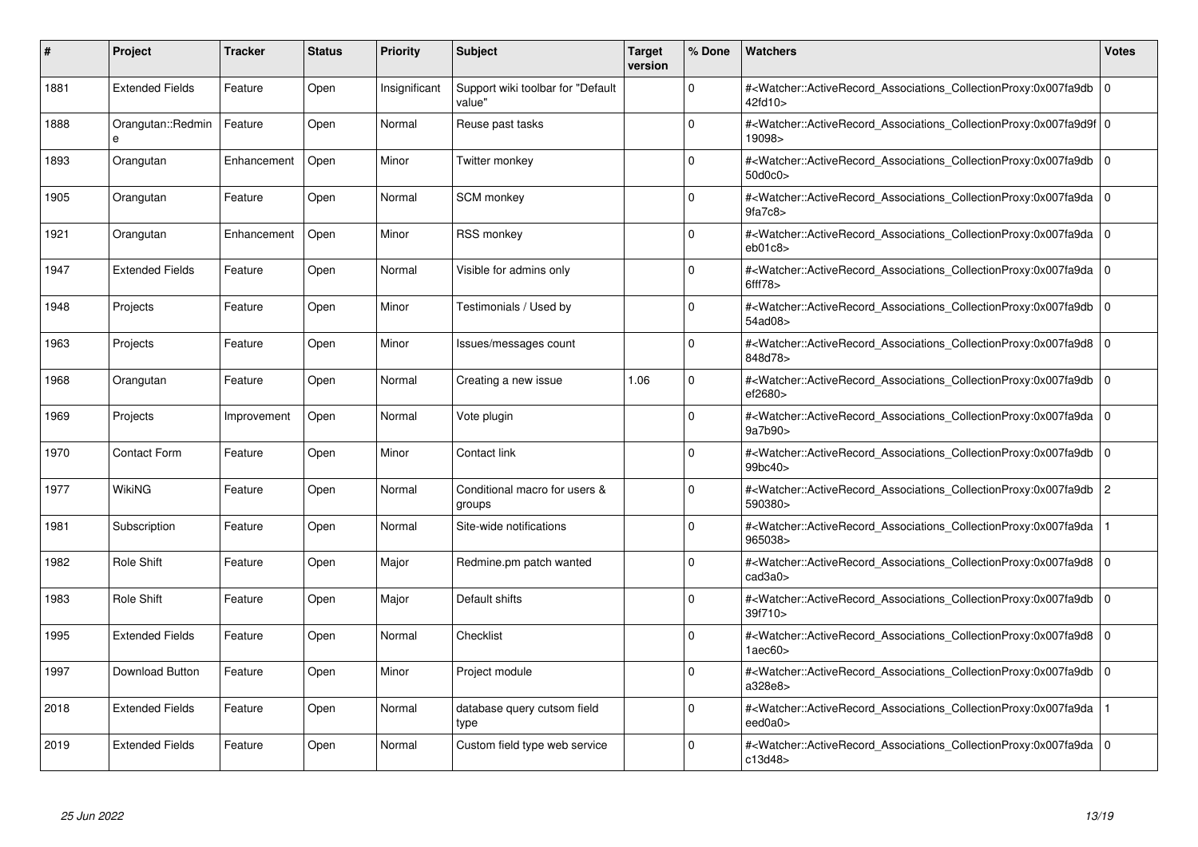| # | Project | Tracker | Status | Priority | Subject | Target version | % Done | Watchers | Votes |
|---|---|---|---|---|---|---|---|---|---|
| 1881 | Extended Fields | Feature | Open | Insignificant | Support wiki toolbar for "Default value" | | 0 | #<Watcher::ActiveRecord_Associations_CollectionProxy:0x007fa9db42fd10> | 0 |
| 1888 | Orangutan::Redmine | Feature | Open | Normal | Reuse past tasks | | 0 | #<Watcher::ActiveRecord_Associations_CollectionProxy:0x007fa9d9f19098> | 0 |
| 1893 | Orangutan | Enhancement | Open | Minor | Twitter monkey | | 0 | #<Watcher::ActiveRecord_Associations_CollectionProxy:0x007fa9db50d0c0> | 0 |
| 1905 | Orangutan | Feature | Open | Normal | SCM monkey | | 0 | #<Watcher::ActiveRecord_Associations_CollectionProxy:0x007fa9da9fa7c8> | 0 |
| 1921 | Orangutan | Enhancement | Open | Minor | RSS monkey | | 0 | #<Watcher::ActiveRecord_Associations_CollectionProxy:0x007fa9daeb01c8> | 0 |
| 1947 | Extended Fields | Feature | Open | Normal | Visible for admins only | | 0 | #<Watcher::ActiveRecord_Associations_CollectionProxy:0x007fa9da6fff78> | 0 |
| 1948 | Projects | Feature | Open | Minor | Testimonials / Used by | | 0 | #<Watcher::ActiveRecord_Associations_CollectionProxy:0x007fa9db54ad08> | 0 |
| 1963 | Projects | Feature | Open | Minor | Issues/messages count | | 0 | #<Watcher::ActiveRecord_Associations_CollectionProxy:0x007fa9d8848d78> | 0 |
| 1968 | Orangutan | Feature | Open | Normal | Creating a new issue | 1.06 | 0 | #<Watcher::ActiveRecord_Associations_CollectionProxy:0x007fa9dbef2680> | 0 |
| 1969 | Projects | Improvement | Open | Normal | Vote plugin | | 0 | #<Watcher::ActiveRecord_Associations_CollectionProxy:0x007fa9da9a7b90> | 0 |
| 1970 | Contact Form | Feature | Open | Minor | Contact link | | 0 | #<Watcher::ActiveRecord_Associations_CollectionProxy:0x007fa9db99bc40> | 0 |
| 1977 | WikiNG | Feature | Open | Normal | Conditional macro for users & groups | | 0 | #<Watcher::ActiveRecord_Associations_CollectionProxy:0x007fa9db590380> | 2 |
| 1981 | Subscription | Feature | Open | Normal | Site-wide notifications | | 0 | #<Watcher::ActiveRecord_Associations_CollectionProxy:0x007fa9da965038> | 1 |
| 1982 | Role Shift | Feature | Open | Major | Redmine.pm patch wanted | | 0 | #<Watcher::ActiveRecord_Associations_CollectionProxy:0x007fa9d8cad3a0> | 0 |
| 1983 | Role Shift | Feature | Open | Major | Default shifts | | 0 | #<Watcher::ActiveRecord_Associations_CollectionProxy:0x007fa9db39f710> | 0 |
| 1995 | Extended Fields | Feature | Open | Normal | Checklist | | 0 | #<Watcher::ActiveRecord_Associations_CollectionProxy:0x007fa9d81aec60> | 0 |
| 1997 | Download Button | Feature | Open | Minor | Project module | | 0 | #<Watcher::ActiveRecord_Associations_CollectionProxy:0x007fa9dba328e8> | 0 |
| 2018 | Extended Fields | Feature | Open | Normal | database query cutsom field type | | 0 | #<Watcher::ActiveRecord_Associations_CollectionProxy:0x007fa9daeed0a0> | 1 |
| 2019 | Extended Fields | Feature | Open | Normal | Custom field type web service | | 0 | #<Watcher::ActiveRecord_Associations_CollectionProxy:0x007fa9dac13d48> | 0 |

*25 Jun 2022*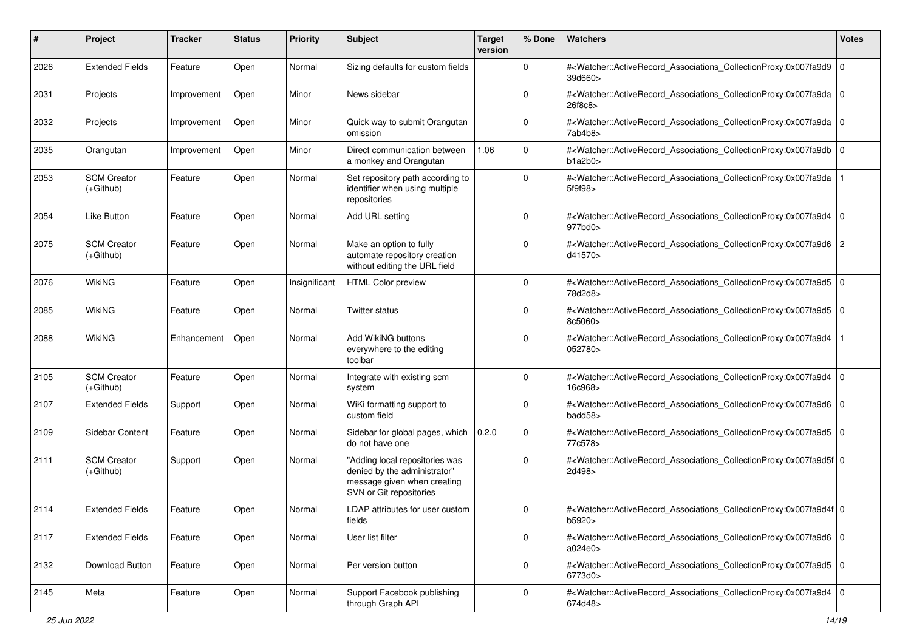| # | Project | Tracker | Status | Priority | Subject | Target version | % Done | Watchers | Votes |
|---|---|---|---|---|---|---|---|---|---|
| 2026 | Extended Fields | Feature | Open | Normal | Sizing defaults for custom fields | | 0 | #<Watcher::ActiveRecord_Associations_CollectionProxy:0x007fa9d939d660> | 0 |
| 2031 | Projects | Improvement | Open | Minor | News sidebar | | 0 | #<Watcher::ActiveRecord_Associations_CollectionProxy:0x007fa9da26f8c8> | 0 |
| 2032 | Projects | Improvement | Open | Minor | Quick way to submit Orangutan omission | | 0 | #<Watcher::ActiveRecord_Associations_CollectionProxy:0x007fa9da7ab4b8> | 0 |
| 2035 | Orangutan | Improvement | Open | Minor | Direct communication between a monkey and Orangutan | 1.06 | 0 | #<Watcher::ActiveRecord_Associations_CollectionProxy:0x007fa9dbb1a2b0> | 0 |
| 2053 | SCM Creator (+Github) | Feature | Open | Normal | Set repository path according to identifier when using multiple repositories | | 0 | #<Watcher::ActiveRecord_Associations_CollectionProxy:0x007fa9da5f9f98> | 1 |
| 2054 | Like Button | Feature | Open | Normal | Add URL setting | | 0 | #<Watcher::ActiveRecord_Associations_CollectionProxy:0x007fa9d4977bd0> | 0 |
| 2075 | SCM Creator (+Github) | Feature | Open | Normal | Make an option to fully automate repository creation without editing the URL field | | 0 | #<Watcher::ActiveRecord_Associations_CollectionProxy:0x007fa9d6d41570> | 2 |
| 2076 | WikiNG | Feature | Open | Insignificant | HTML Color preview | | 0 | #<Watcher::ActiveRecord_Associations_CollectionProxy:0x007fa9d578d2d8> | 0 |
| 2085 | WikiNG | Feature | Open | Normal | Twitter status | | 0 | #<Watcher::ActiveRecord_Associations_CollectionProxy:0x007fa9d58c5060> | 0 |
| 2088 | WikiNG | Enhancement | Open | Normal | Add WikiNG buttons everywhere to the editing toolbar | | 0 | #<Watcher::ActiveRecord_Associations_CollectionProxy:0x007fa9d4052780> | 1 |
| 2105 | SCM Creator (+Github) | Feature | Open | Normal | Integrate with existing scm system | | 0 | #<Watcher::ActiveRecord_Associations_CollectionProxy:0x007fa9d416c968> | 0 |
| 2107 | Extended Fields | Support | Open | Normal | WiKi formatting support to custom field | | 0 | #<Watcher::ActiveRecord_Associations_CollectionProxy:0x007fa9d6badd58> | 0 |
| 2109 | Sidebar Content | Feature | Open | Normal | Sidebar for global pages, which do not have one | 0.2.0 | 0 | #<Watcher::ActiveRecord_Associations_CollectionProxy:0x007fa9d577c578> | 0 |
| 2111 | SCM Creator (+Github) | Support | Open | Normal | "Adding local repositories was denied by the administrator" message given when creating SVN or Git repositories | | 0 | #<Watcher::ActiveRecord_Associations_CollectionProxy:0x007fa9d5f2d498> | 0 |
| 2114 | Extended Fields | Feature | Open | Normal | LDAP attributes for user custom fields | | 0 | #<Watcher::ActiveRecord_Associations_CollectionProxy:0x007fa9d4fb5920> | 0 |
| 2117 | Extended Fields | Feature | Open | Normal | User list filter | | 0 | #<Watcher::ActiveRecord_Associations_CollectionProxy:0x007fa9d6a024e0> | 0 |
| 2132 | Download Button | Feature | Open | Normal | Per version button | | 0 | #<Watcher::ActiveRecord_Associations_CollectionProxy:0x007fa9d56773d0> | 0 |
| 2145 | Meta | Feature | Open | Normal | Support Facebook publishing through Graph API | | 0 | #<Watcher::ActiveRecord_Associations_CollectionProxy:0x007fa9d4674d48> | 0 |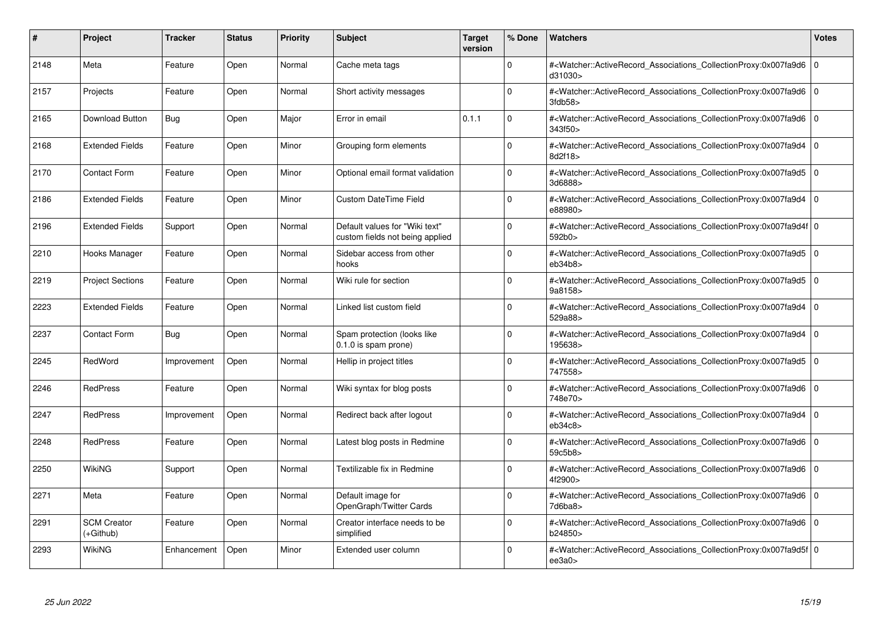| # | Project | Tracker | Status | Priority | Subject | Target version | % Done | Watchers | Votes |
|---|---|---|---|---|---|---|---|---|---|
| 2148 | Meta | Feature | Open | Normal | Cache meta tags | | 0 | #<Watcher::ActiveRecord_Associations_CollectionProxy:0x007fa9d6d31030> | 0 |
| 2157 | Projects | Feature | Open | Normal | Short activity messages | | 0 | #<Watcher::ActiveRecord_Associations_CollectionProxy:0x007fa9d63fdb58> | 0 |
| 2165 | Download Button | Bug | Open | Major | Error in email | 0.1.1 | 0 | #<Watcher::ActiveRecord_Associations_CollectionProxy:0x007fa9d6343f50> | 0 |
| 2168 | Extended Fields | Feature | Open | Minor | Grouping form elements | | 0 | #<Watcher::ActiveRecord_Associations_CollectionProxy:0x007fa9d48d2f18> | 0 |
| 2170 | Contact Form | Feature | Open | Minor | Optional email format validation | | 0 | #<Watcher::ActiveRecord_Associations_CollectionProxy:0x007fa9d53d6888> | 0 |
| 2186 | Extended Fields | Feature | Open | Minor | Custom DateTime Field | | 0 | #<Watcher::ActiveRecord_Associations_CollectionProxy:0x007fa9d4e88980> | 0 |
| 2196 | Extended Fields | Support | Open | Normal | Default values for "Wiki text" custom fields not being applied | | 0 | #<Watcher::ActiveRecord_Associations_CollectionProxy:0x007fa9d4f592b0> | 0 |
| 2210 | Hooks Manager | Feature | Open | Normal | Sidebar access from other hooks | | 0 | #<Watcher::ActiveRecord_Associations_CollectionProxy:0x007fa9d5eb34b8> | 0 |
| 2219 | Project Sections | Feature | Open | Normal | Wiki rule for section | | 0 | #<Watcher::ActiveRecord_Associations_CollectionProxy:0x007fa9d59a8158> | 0 |
| 2223 | Extended Fields | Feature | Open | Normal | Linked list custom field | | 0 | #<Watcher::ActiveRecord_Associations_CollectionProxy:0x007fa9d4529a88> | 0 |
| 2237 | Contact Form | Bug | Open | Normal | Spam protection (looks like 0.1.0 is spam prone) | | 0 | #<Watcher::ActiveRecord_Associations_CollectionProxy:0x007fa9d4195638> | 0 |
| 2245 | RedWord | Improvement | Open | Normal | Hellip in project titles | | 0 | #<Watcher::ActiveRecord_Associations_CollectionProxy:0x007fa9d5747558> | 0 |
| 2246 | RedPress | Feature | Open | Normal | Wiki syntax for blog posts | | 0 | #<Watcher::ActiveRecord_Associations_CollectionProxy:0x007fa9d6748e70> | 0 |
| 2247 | RedPress | Improvement | Open | Normal | Redirect back after logout | | 0 | #<Watcher::ActiveRecord_Associations_CollectionProxy:0x007fa9d4eb34c8> | 0 |
| 2248 | RedPress | Feature | Open | Normal | Latest blog posts in Redmine | | 0 | #<Watcher::ActiveRecord_Associations_CollectionProxy:0x007fa9d659c5b8> | 0 |
| 2250 | WikiNG | Support | Open | Normal | Textilizable fix in Redmine | | 0 | #<Watcher::ActiveRecord_Associations_CollectionProxy:0x007fa9d64f2900> | 0 |
| 2271 | Meta | Feature | Open | Normal | Default image for OpenGraph/Twitter Cards | | 0 | #<Watcher::ActiveRecord_Associations_CollectionProxy:0x007fa9d67d6ba8> | 0 |
| 2291 | SCM Creator (+Github) | Feature | Open | Normal | Creator interface needs to be simplified | | 0 | #<Watcher::ActiveRecord_Associations_CollectionProxy:0x007fa9d6b24850> | 0 |
| 2293 | WikiNG | Enhancement | Open | Minor | Extended user column | | 0 | #<Watcher::ActiveRecord_Associations_CollectionProxy:0x007fa9d5fee3a0> | 0 |

*25 Jun 2022*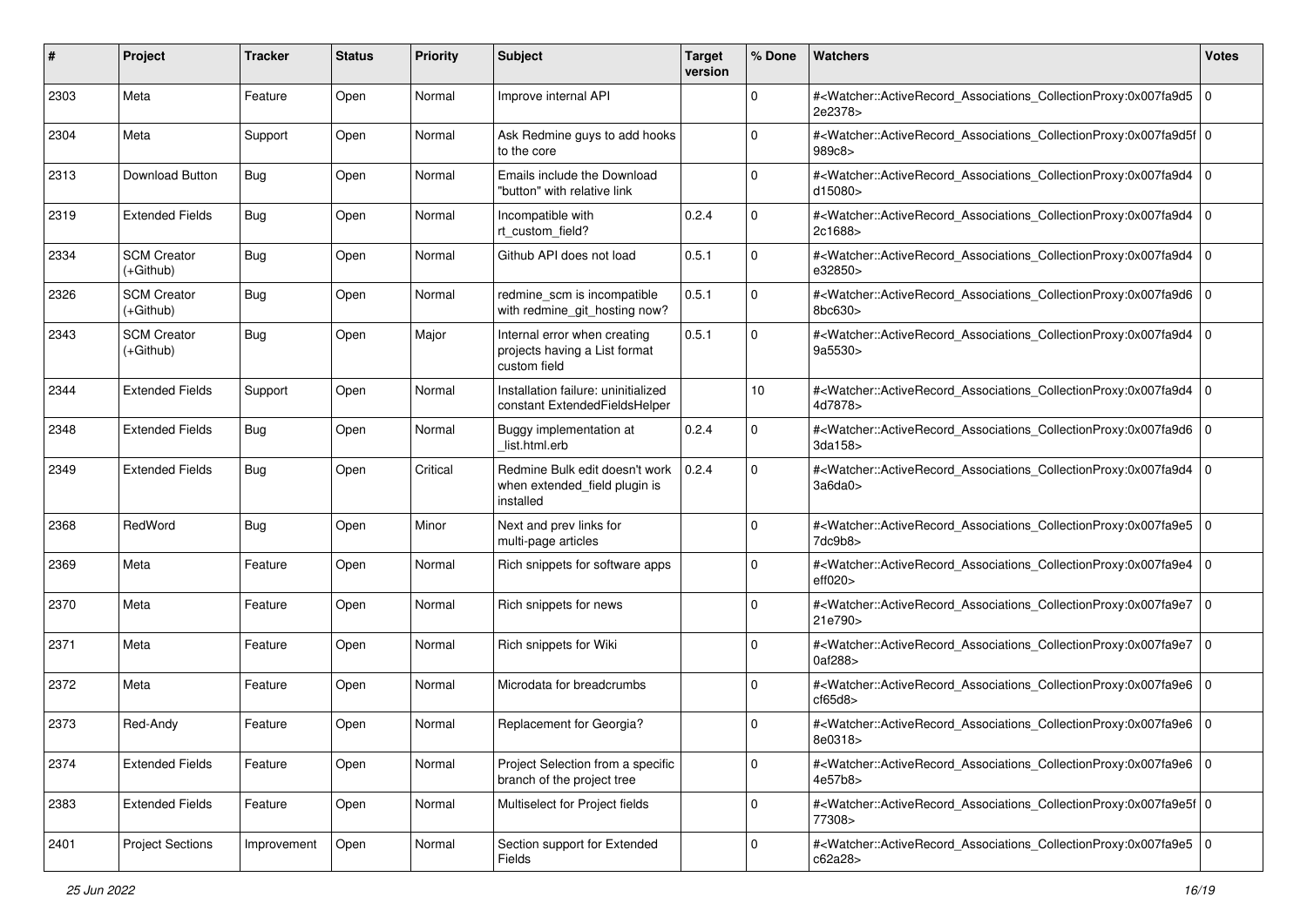| # | Project | Tracker | Status | Priority | Subject | Target version | % Done | Watchers | Votes |
|---|---|---|---|---|---|---|---|---|---|
| 2303 | Meta | Feature | Open | Normal | Improve internal API | | 0 | #<Watcher::ActiveRecord_Associations_CollectionProxy:0x007fa9d52e2378> | 0 |
| 2304 | Meta | Support | Open | Normal | Ask Redmine guys to add hooks to the core | | 0 | #<Watcher::ActiveRecord_Associations_CollectionProxy:0x007fa9d5f989c8> | 0 |
| 2313 | Download Button | Bug | Open | Normal | Emails include the Download "button" with relative link | | 0 | #<Watcher::ActiveRecord_Associations_CollectionProxy:0x007fa9d4d15080> | 0 |
| 2319 | Extended Fields | Bug | Open | Normal | Incompatible with rt_custom_field? | 0.2.4 | 0 | #<Watcher::ActiveRecord_Associations_CollectionProxy:0x007fa9d42c1688> | 0 |
| 2334 | SCM Creator (+Github) | Bug | Open | Normal | Github API does not load | 0.5.1 | 0 | #<Watcher::ActiveRecord_Associations_CollectionProxy:0x007fa9d4e32850> | 0 |
| 2326 | SCM Creator (+Github) | Bug | Open | Normal | redmine_scm is incompatible with redmine_git_hosting now? | 0.5.1 | 0 | #<Watcher::ActiveRecord_Associations_CollectionProxy:0x007fa9d68bc630> | 0 |
| 2343 | SCM Creator (+Github) | Bug | Open | Major | Internal error when creating projects having a List format custom field | 0.5.1 | 0 | #<Watcher::ActiveRecord_Associations_CollectionProxy:0x007fa9d49a5530> | 0 |
| 2344 | Extended Fields | Support | Open | Normal | Installation failure: uninitialized constant ExtendedFieldsHelper | | 10 | #<Watcher::ActiveRecord_Associations_CollectionProxy:0x007fa9d44d7878> | 0 |
| 2348 | Extended Fields | Bug | Open | Normal | Buggy implementation at _list.html.erb | 0.2.4 | 0 | #<Watcher::ActiveRecord_Associations_CollectionProxy:0x007fa9d63da158> | 0 |
| 2349 | Extended Fields | Bug | Open | Critical | Redmine Bulk edit doesn't work when extended_field plugin is installed | 0.2.4 | 0 | #<Watcher::ActiveRecord_Associations_CollectionProxy:0x007fa9d43a6da0> | 0 |
| 2368 | RedWord | Bug | Open | Minor | Next and prev links for multi-page articles | | 0 | #<Watcher::ActiveRecord_Associations_CollectionProxy:0x007fa9e57dc9b8> | 0 |
| 2369 | Meta | Feature | Open | Normal | Rich snippets for software apps | | 0 | #<Watcher::ActiveRecord_Associations_CollectionProxy:0x007fa9e4eff020> | 0 |
| 2370 | Meta | Feature | Open | Normal | Rich snippets for news | | 0 | #<Watcher::ActiveRecord_Associations_CollectionProxy:0x007fa9e721e790> | 0 |
| 2371 | Meta | Feature | Open | Normal | Rich snippets for Wiki | | 0 | #<Watcher::ActiveRecord_Associations_CollectionProxy:0x007fa9e70af288> | 0 |
| 2372 | Meta | Feature | Open | Normal | Microdata for breadcrumbs | | 0 | #<Watcher::ActiveRecord_Associations_CollectionProxy:0x007fa9e6cf65d8> | 0 |
| 2373 | Red-Andy | Feature | Open | Normal | Replacement for Georgia? | | 0 | #<Watcher::ActiveRecord_Associations_CollectionProxy:0x007fa9e68e0318> | 0 |
| 2374 | Extended Fields | Feature | Open | Normal | Project Selection from a specific branch of the project tree | | 0 | #<Watcher::ActiveRecord_Associations_CollectionProxy:0x007fa9e64e57b8> | 0 |
| 2383 | Extended Fields | Feature | Open | Normal | Multiselect for Project fields | | 0 | #<Watcher::ActiveRecord_Associations_CollectionProxy:0x007fa9e5f77308> | 0 |
| 2401 | Project Sections | Improvement | Open | Normal | Section support for Extended Fields | | 0 | #<Watcher::ActiveRecord_Associations_CollectionProxy:0x007fa9e5c62a28> | 0 |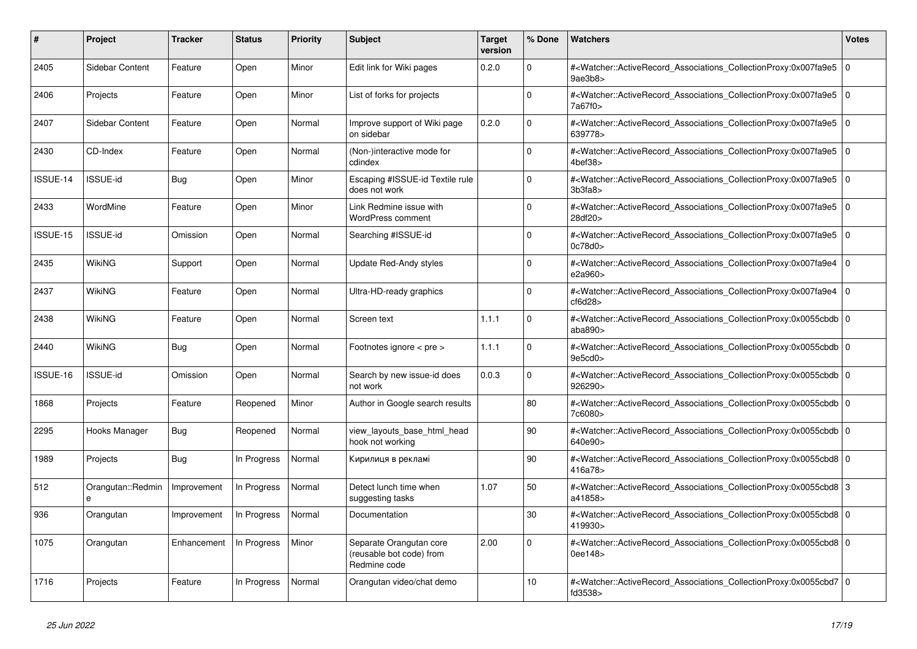| # | Project | Tracker | Status | Priority | Subject | Target version | % Done | Watchers | Votes |
|---|---|---|---|---|---|---|---|---|---|
| 2405 | Sidebar Content | Feature | Open | Minor | Edit link for Wiki pages | 0.2.0 | 0 | #<Watcher::ActiveRecord_Associations_CollectionProxy:0x007fa9e59ae3b8> | 0 |
| 2406 | Projects | Feature | Open | Minor | List of forks for projects | | 0 | #<Watcher::ActiveRecord_Associations_CollectionProxy:0x007fa9e57a67f0> | 0 |
| 2407 | Sidebar Content | Feature | Open | Normal | Improve support of Wiki page on sidebar | 0.2.0 | 0 | #<Watcher::ActiveRecord_Associations_CollectionProxy:0x007fa9e5639778> | 0 |
| 2430 | CD-Index | Feature | Open | Normal | (Non-)interactive mode for cdindex | | 0 | #<Watcher::ActiveRecord_Associations_CollectionProxy:0x007fa9e54bef38> | 0 |
| ISSUE-14 | ISSUE-id | Bug | Open | Minor | Escaping #ISSUE-id Textile rule does not work | | 0 | #<Watcher::ActiveRecord_Associations_CollectionProxy:0x007fa9e53b3fa8> | 0 |
| 2433 | WordMine | Feature | Open | Minor | Link Redmine issue with WordPress comment | | 0 | #<Watcher::ActiveRecord_Associations_CollectionProxy:0x007fa9e528df20> | 0 |
| ISSUE-15 | ISSUE-id | Omission | Open | Normal | Searching #ISSUE-id | | 0 | #<Watcher::ActiveRecord_Associations_CollectionProxy:0x007fa9e50c78d0> | 0 |
| 2435 | WikiNG | Support | Open | Normal | Update Red-Andy styles | | 0 | #<Watcher::ActiveRecord_Associations_CollectionProxy:0x007fa9e4e2a960> | 0 |
| 2437 | WikiNG | Feature | Open | Normal | Ultra-HD-ready graphics | | 0 | #<Watcher::ActiveRecord_Associations_CollectionProxy:0x007fa9e4cf6d28> | 0 |
| 2438 | WikiNG | Feature | Open | Normal | Screen text | 1.1.1 | 0 | #<Watcher::ActiveRecord_Associations_CollectionProxy:0x0055cbdbaba890> | 0 |
| 2440 | WikiNG | Bug | Open | Normal | Footnotes ignore < pre > | 1.1.1 | 0 | #<Watcher::ActiveRecord_Associations_CollectionProxy:0x0055cbdb9e5cd0> | 0 |
| ISSUE-16 | ISSUE-id | Omission | Open | Normal | Search by new issue-id does not work | 0.0.3 | 0 | #<Watcher::ActiveRecord_Associations_CollectionProxy:0x0055cbdb926290> | 0 |
| 1868 | Projects | Feature | Reopened | Minor | Author in Google search results | | 80 | #<Watcher::ActiveRecord_Associations_CollectionProxy:0x0055cbdb7c6080> | 0 |
| 2295 | Hooks Manager | Bug | Reopened | Normal | view_layouts_base_html_head hook not working | | 90 | #<Watcher::ActiveRecord_Associations_CollectionProxy:0x0055cbdb640e90> | 0 |
| 1989 | Projects | Bug | In Progress | Normal | Кирилиця в рекламі | | 90 | #<Watcher::ActiveRecord_Associations_CollectionProxy:0x0055cbd8416a78> | 0 |
| 512 | Orangutan::Redmine | Improvement | In Progress | Normal | Detect lunch time when suggesting tasks | 1.07 | 50 | #<Watcher::ActiveRecord_Associations_CollectionProxy:0x0055cbd8a41858> | 3 |
| 936 | Orangutan | Improvement | In Progress | Normal | Documentation | | 30 | #<Watcher::ActiveRecord_Associations_CollectionProxy:0x0055cbd8419930> | 0 |
| 1075 | Orangutan | Enhancement | In Progress | Minor | Separate Orangutan core (reusable bot code) from Redmine code | 2.00 | 0 | #<Watcher::ActiveRecord_Associations_CollectionProxy:0x0055cbd80ee148> | 0 |
| 1716 | Projects | Feature | In Progress | Normal | Orangutan video/chat demo | | 10 | #<Watcher::ActiveRecord_Associations_CollectionProxy:0x0055cbd7fd3538> | 0 |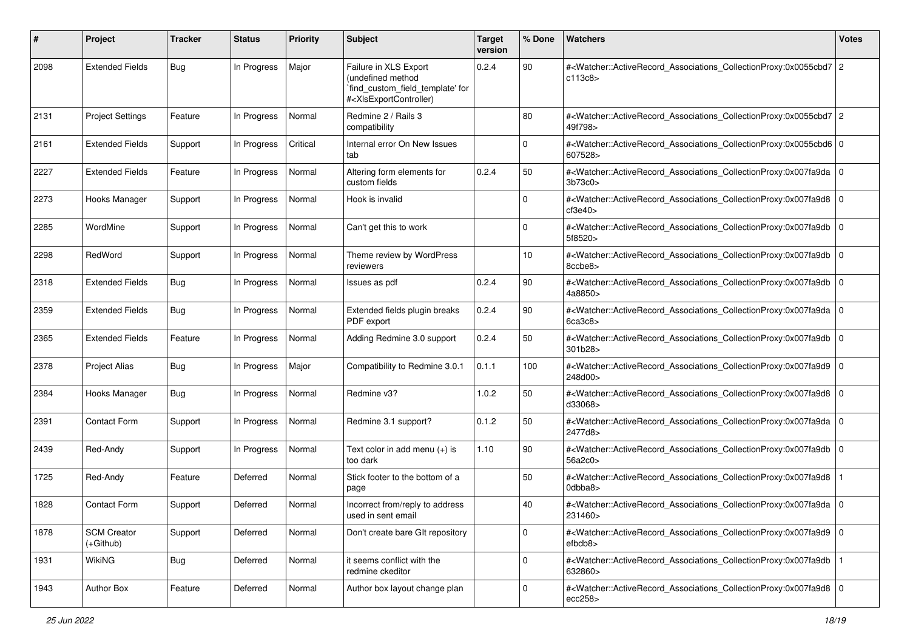| # | Project | Tracker | Status | Priority | Subject | Target version | % Done | Watchers | Votes |
|---|---|---|---|---|---|---|---|---|---|
| 2098 | Extended Fields | Bug | In Progress | Major | Failure in XLS Export (undefined method `find_custom_field_template' for #<XlsExportController) | 0.2.4 | 90 | #<Watcher::ActiveRecord_Associations_CollectionProxy:0x0055cbd7c113c8> | 2 |
| 2131 | Project Settings | Feature | In Progress | Normal | Redmine 2 / Rails 3 compatibility | | 80 | #<Watcher::ActiveRecord_Associations_CollectionProxy:0x0055cbd749f798> | 2 |
| 2161 | Extended Fields | Support | In Progress | Critical | Internal error On New Issues tab | | 0 | #<Watcher::ActiveRecord_Associations_CollectionProxy:0x0055cbd6607528> | 0 |
| 2227 | Extended Fields | Feature | In Progress | Normal | Altering form elements for custom fields | 0.2.4 | 50 | #<Watcher::ActiveRecord_Associations_CollectionProxy:0x007fa9da3b73c0> | 0 |
| 2273 | Hooks Manager | Support | In Progress | Normal | Hook is invalid | | 0 | #<Watcher::ActiveRecord_Associations_CollectionProxy:0x007fa9d8cf3e40> | 0 |
| 2285 | WordMine | Support | In Progress | Normal | Can't get this to work | | 0 | #<Watcher::ActiveRecord_Associations_CollectionProxy:0x007fa9db5f8520> | 0 |
| 2298 | RedWord | Support | In Progress | Normal | Theme review by WordPress reviewers | | 10 | #<Watcher::ActiveRecord_Associations_CollectionProxy:0x007fa9db8ccbe8> | 0 |
| 2318 | Extended Fields | Bug | In Progress | Normal | Issues as pdf | 0.2.4 | 90 | #<Watcher::ActiveRecord_Associations_CollectionProxy:0x007fa9db4a8850> | 0 |
| 2359 | Extended Fields | Bug | In Progress | Normal | Extended fields plugin breaks PDF export | 0.2.4 | 90 | #<Watcher::ActiveRecord_Associations_CollectionProxy:0x007fa9da6ca3c8> | 0 |
| 2365 | Extended Fields | Feature | In Progress | Normal | Adding Redmine 3.0 support | 0.2.4 | 50 | #<Watcher::ActiveRecord_Associations_CollectionProxy:0x007fa9db301b28> | 0 |
| 2378 | Project Alias | Bug | In Progress | Major | Compatibility to Redmine 3.0.1 | 0.1.1 | 100 | #<Watcher::ActiveRecord_Associations_CollectionProxy:0x007fa9d9248d00> | 0 |
| 2384 | Hooks Manager | Bug | In Progress | Normal | Redmine v3? | 1.0.2 | 50 | #<Watcher::ActiveRecord_Associations_CollectionProxy:0x007fa9d8d33068> | 0 |
| 2391 | Contact Form | Support | In Progress | Normal | Redmine 3.1 support? | 0.1.2 | 50 | #<Watcher::ActiveRecord_Associations_CollectionProxy:0x007fa9da2477d8> | 0 |
| 2439 | Red-Andy | Support | In Progress | Normal | Text color in add menu (+) is too dark | 1.10 | 90 | #<Watcher::ActiveRecord_Associations_CollectionProxy:0x007fa9db56a2c0> | 0 |
| 1725 | Red-Andy | Feature | Deferred | Normal | Stick footer to the bottom of a page | | 50 | #<Watcher::ActiveRecord_Associations_CollectionProxy:0x007fa9d80dbba8> | 1 |
| 1828 | Contact Form | Support | Deferred | Normal | Incorrect from/reply to address used in sent email | | 40 | #<Watcher::ActiveRecord_Associations_CollectionProxy:0x007fa9da231460> | 0 |
| 1878 | SCM Creator (+Github) | Support | Deferred | Normal | Don't create bare GIt repository | | 0 | #<Watcher::ActiveRecord_Associations_CollectionProxy:0x007fa9d9efbdb8> | 0 |
| 1931 | WikiNG | Bug | Deferred | Normal | it seems conflict with the redmine ckeditor | | 0 | #<Watcher::ActiveRecord_Associations_CollectionProxy:0x007fa9db632860> | 1 |
| 1943 | Author Box | Feature | Deferred | Normal | Author box layout change plan | | 0 | #<Watcher::ActiveRecord_Associations_CollectionProxy:0x007fa9d8ecc258> | 0 |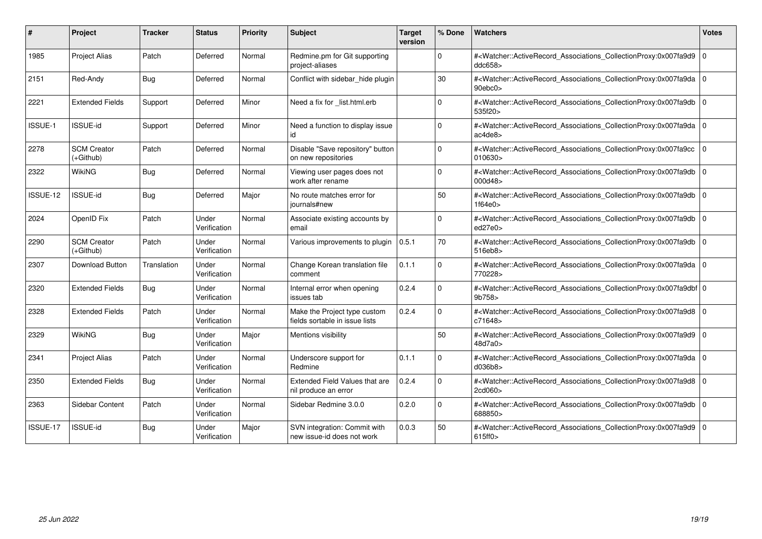| # | Project | Tracker | Status | Priority | Subject | Target version | % Done | Watchers | Votes |
|---|---|---|---|---|---|---|---|---|---|
| 1985 | Project Alias | Patch | Deferred | Normal | Redmine.pm for Git supporting project-aliases | | 0 | #<Watcher::ActiveRecord_Associations_CollectionProxy:0x007fa9d9ddc658> | 0 |
| 2151 | Red-Andy | Bug | Deferred | Normal | Conflict with sidebar_hide plugin | | 30 | #<Watcher::ActiveRecord_Associations_CollectionProxy:0x007fa9da90ebc0> | 0 |
| 2221 | Extended Fields | Support | Deferred | Minor | Need a fix for _list.html.erb | | 0 | #<Watcher::ActiveRecord_Associations_CollectionProxy:0x007fa9db535f20> | 0 |
| ISSUE-1 | ISSUE-id | Support | Deferred | Minor | Need a function to display issue id | | 0 | #<Watcher::ActiveRecord_Associations_CollectionProxy:0x007fa9daac4de8> | 0 |
| 2278 | SCM Creator (+Github) | Patch | Deferred | Normal | Disable "Save repository" button on new repositories | | 0 | #<Watcher::ActiveRecord_Associations_CollectionProxy:0x007fa9cc010630> | 0 |
| 2322 | WikiNG | Bug | Deferred | Normal | Viewing user pages does not work after rename | | 0 | #<Watcher::ActiveRecord_Associations_CollectionProxy:0x007fa9db000d48> | 0 |
| ISSUE-12 | ISSUE-id | Bug | Deferred | Major | No route matches error for journals#new | | 50 | #<Watcher::ActiveRecord_Associations_CollectionProxy:0x007fa9db1f64e0> | 0 |
| 2024 | OpenID Fix | Patch | Under Verification | Normal | Associate existing accounts by email | | 0 | #<Watcher::ActiveRecord_Associations_CollectionProxy:0x007fa9dbed27e0> | 0 |
| 2290 | SCM Creator (+Github) | Patch | Under Verification | Normal | Various improvements to plugin | 0.5.1 | 70 | #<Watcher::ActiveRecord_Associations_CollectionProxy:0x007fa9db516eb8> | 0 |
| 2307 | Download Button | Translation | Under Verification | Normal | Change Korean translation file comment | 0.1.1 | 0 | #<Watcher::ActiveRecord_Associations_CollectionProxy:0x007fa9da770228> | 0 |
| 2320 | Extended Fields | Bug | Under Verification | Normal | Internal error when opening issues tab | 0.2.4 | 0 | #<Watcher::ActiveRecord_Associations_CollectionProxy:0x007fa9dbf9b758> | 0 |
| 2328 | Extended Fields | Patch | Under Verification | Normal | Make the Project type custom fields sortable in issue lists | 0.2.4 | 0 | #<Watcher::ActiveRecord_Associations_CollectionProxy:0x007fa9d8c71648> | 0 |
| 2329 | WikiNG | Bug | Under Verification | Major | Mentions visibility | | 50 | #<Watcher::ActiveRecord_Associations_CollectionProxy:0x007fa9d948d7a0> | 0 |
| 2341 | Project Alias | Patch | Under Verification | Normal | Underscore support for Redmine | 0.1.1 | 0 | #<Watcher::ActiveRecord_Associations_CollectionProxy:0x007fa9dad036b8> | 0 |
| 2350 | Extended Fields | Bug | Under Verification | Normal | Extended Field Values that are nil produce an error | 0.2.4 | 0 | #<Watcher::ActiveRecord_Associations_CollectionProxy:0x007fa9d82cd060> | 0 |
| 2363 | Sidebar Content | Patch | Under Verification | Normal | Sidebar Redmine 3.0.0 | 0.2.0 | 0 | #<Watcher::ActiveRecord_Associations_CollectionProxy:0x007fa9db688850> | 0 |
| ISSUE-17 | ISSUE-id | Bug | Under Verification | Major | SVN integration: Commit with new issue-id does not work | 0.0.3 | 50 | #<Watcher::ActiveRecord_Associations_CollectionProxy:0x007fa9d9615ff0> | 0 |